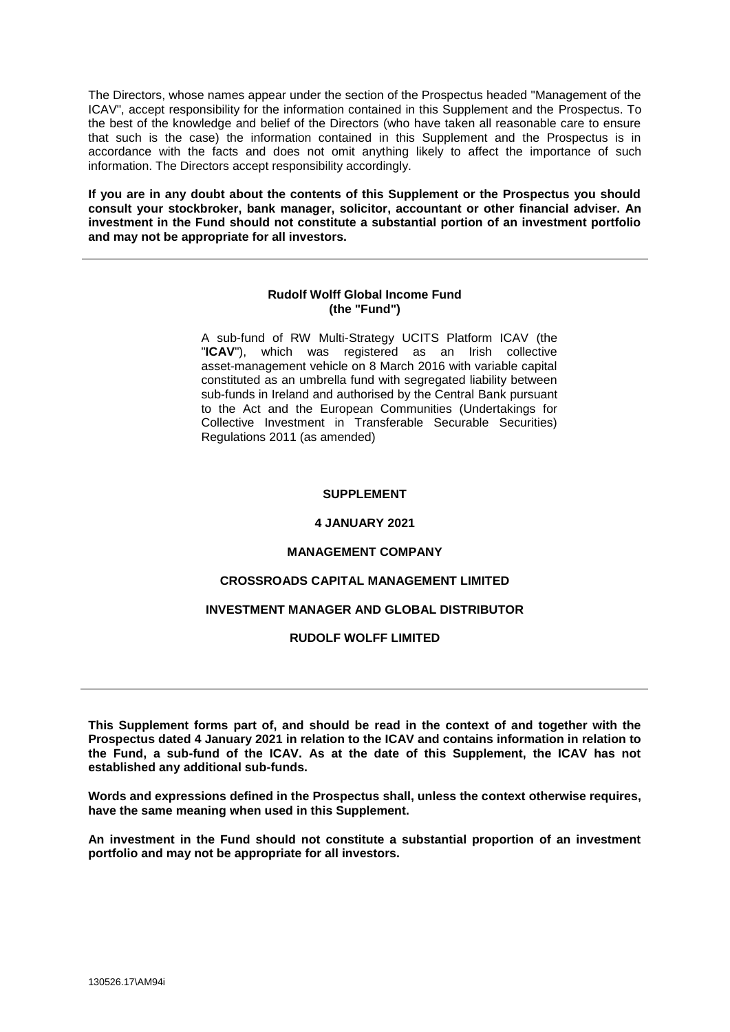The Directors, whose names appear under the section of the Prospectus headed "Management of the ICAV", accept responsibility for the information contained in this Supplement and the Prospectus. To the best of the knowledge and belief of the Directors (who have taken all reasonable care to ensure that such is the case) the information contained in this Supplement and the Prospectus is in accordance with the facts and does not omit anything likely to affect the importance of such information. The Directors accept responsibility accordingly.

**If you are in any doubt about the contents of this Supplement or the Prospectus you should consult your stockbroker, bank manager, solicitor, accountant or other financial adviser. An investment in the Fund should not constitute a substantial portion of an investment portfolio and may not be appropriate for all investors.**

---

**Rudolf Wolff Global Income Fund**
**(the "Fund")**

A sub-fund of RW Multi-Strategy UCITS Platform ICAV (the "**ICAV**"), which was registered as an Irish collective asset-management vehicle on 8 March 2016 with variable capital constituted as an umbrella fund with segregated liability between sub-funds in Ireland and authorised by the Central Bank pursuant to the Act and the European Communities (Undertakings for Collective Investment in Transferable Securable Securities) Regulations 2011 (as amended)

**SUPPLEMENT**

**4 JANUARY 2021**

**MANAGEMENT COMPANY**

**CROSSROADS CAPITAL MANAGEMENT LIMITED**

**INVESTMENT MANAGER AND GLOBAL DISTRIBUTOR**

**RUDOLF WOLFF LIMITED**

---

**This Supplement forms part of, and should be read in the context of and together with the Prospectus dated 4 January 2021 in relation to the ICAV and contains information in relation to the Fund, a sub-fund of the ICAV. As at the date of this Supplement, the ICAV has not established any additional sub-funds.**

**Words and expressions defined in the Prospectus shall, unless the context otherwise requires, have the same meaning when used in this Supplement.**

**An investment in the Fund should not constitute a substantial proportion of an investment portfolio and may not be appropriate for all investors.**

130526.17\AM94i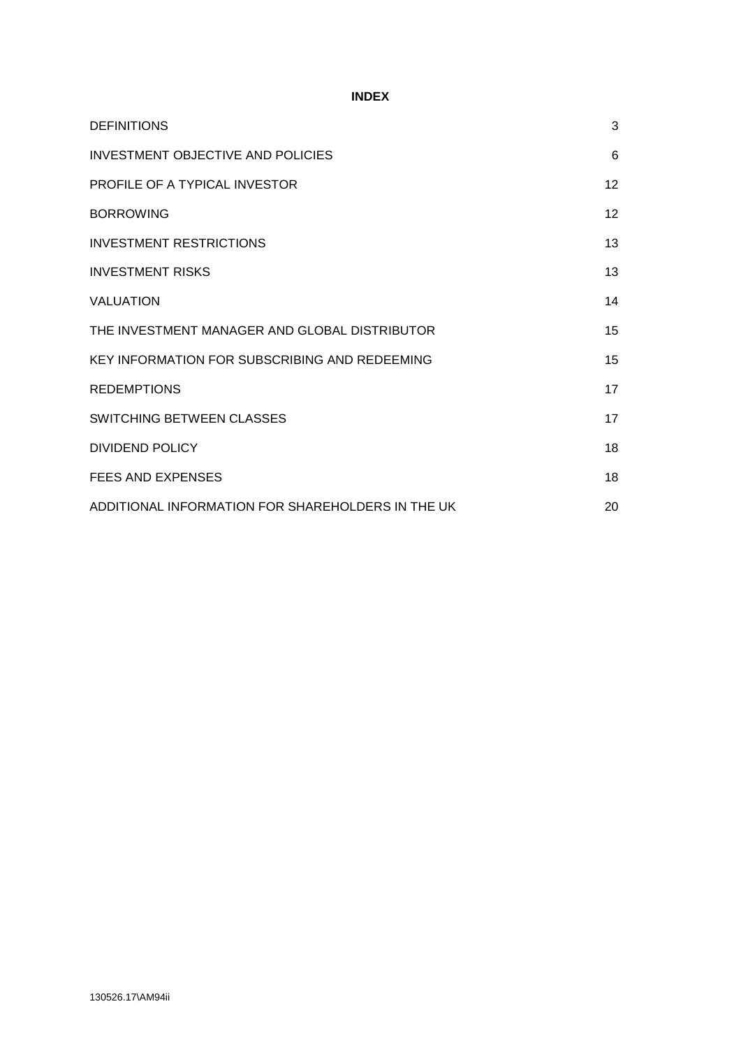**INDEX**

| | |
|---|---|
| DEFINITIONS | 3 |
| INVESTMENT OBJECTIVE AND POLICIES | 6 |
| PROFILE OF A TYPICAL INVESTOR | 12 |
| BORROWING | 12 |
| INVESTMENT RESTRICTIONS | 13 |
| INVESTMENT RISKS | 13 |
| VALUATION | 14 |
| THE INVESTMENT MANAGER AND GLOBAL DISTRIBUTOR | 15 |
| KEY INFORMATION FOR SUBSCRIBING AND REDEEMING | 15 |
| REDEMPTIONS | 17 |
| SWITCHING BETWEEN CLASSES | 17 |
| DIVIDEND POLICY | 18 |
| FEES AND EXPENSES | 18 |
| ADDITIONAL INFORMATION FOR SHAREHOLDERS IN THE UK | 20 |

130526.17\AM94ii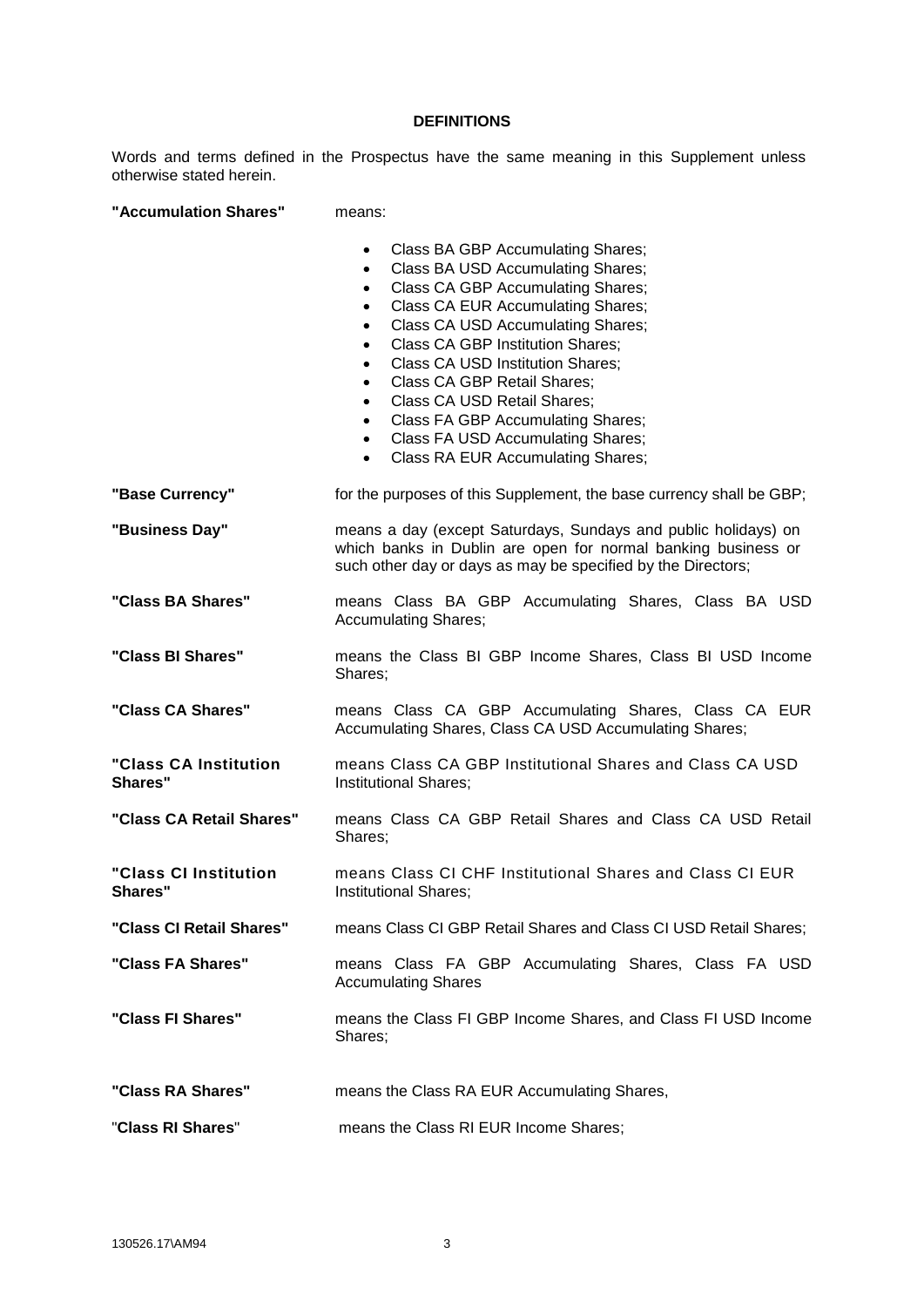## DEFINITIONS

Words and terms defined in the Prospectus have the same meaning in this Supplement unless otherwise stated herein.

**"Accumulation Shares"** means:

- Class BA GBP Accumulating Shares;
- Class BA USD Accumulating Shares;
- Class CA GBP Accumulating Shares;
- Class CA EUR Accumulating Shares;
- Class CA USD Accumulating Shares;
- Class CA GBP Institution Shares;
- Class CA USD Institution Shares;
- Class CA GBP Retail Shares;
- Class CA USD Retail Shares;
- Class FA GBP Accumulating Shares;
- Class FA USD Accumulating Shares;
- Class RA EUR Accumulating Shares;

**"Base Currency"** for the purposes of this Supplement, the base currency shall be GBP;

**"Business Day"** means a day (except Saturdays, Sundays and public holidays) on which banks in Dublin are open for normal banking business or such other day or days as may be specified by the Directors;

**"Class BA Shares"** means Class BA GBP Accumulating Shares, Class BA USD Accumulating Shares;

**"Class BI Shares"** means the Class BI GBP Income Shares, Class BI USD Income Shares;

**"Class CA Shares"** means Class CA GBP Accumulating Shares, Class CA EUR Accumulating Shares, Class CA USD Accumulating Shares;

**"Class CA Institution Shares"** means Class CA GBP Institutional Shares and Class CA USD Institutional Shares;

**"Class CA Retail Shares"** means Class CA GBP Retail Shares and Class CA USD Retail Shares;

**"Class CI Institution Shares"** means Class CI CHF Institutional Shares and Class CI EUR Institutional Shares;

**"Class CI Retail Shares"** means Class CI GBP Retail Shares and Class CI USD Retail Shares;

**"Class FA Shares"** means Class FA GBP Accumulating Shares, Class FA USD Accumulating Shares

**"Class FI Shares"** means the Class FI GBP Income Shares, and Class FI USD Income Shares;

**"Class RA Shares"** means the Class RA EUR Accumulating Shares,

"**Class RI Shares**" means the Class RI EUR Income Shares;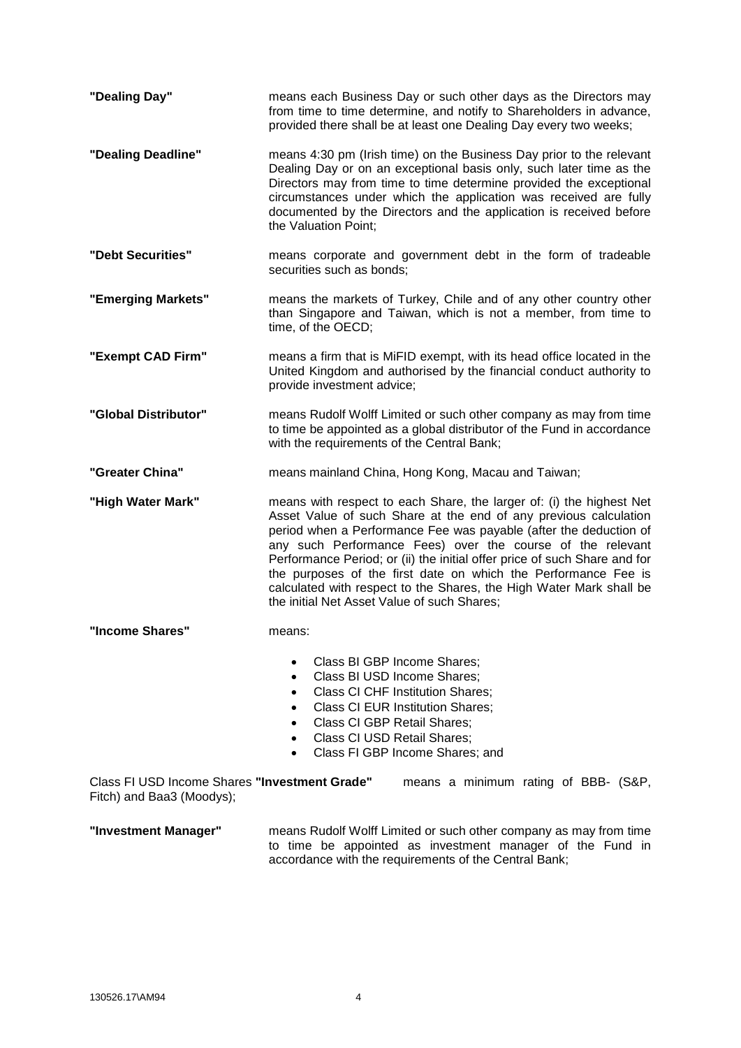**"Dealing Day"** means each Business Day or such other days as the Directors may from time to time determine, and notify to Shareholders in advance, provided there shall be at least one Dealing Day every two weeks;

**"Dealing Deadline"** means 4:30 pm (Irish time) on the Business Day prior to the relevant Dealing Day or on an exceptional basis only, such later time as the Directors may from time to time determine provided the exceptional circumstances under which the application was received are fully documented by the Directors and the application is received before the Valuation Point;

**"Debt Securities"** means corporate and government debt in the form of tradeable securities such as bonds;

**"Emerging Markets"** means the markets of Turkey, Chile and of any other country other than Singapore and Taiwan, which is not a member, from time to time, of the OECD;

**"Exempt CAD Firm"** means a firm that is MiFID exempt, with its head office located in the United Kingdom and authorised by the financial conduct authority to provide investment advice;

**"Global Distributor"** means Rudolf Wolff Limited or such other company as may from time to time be appointed as a global distributor of the Fund in accordance with the requirements of the Central Bank;

**"Greater China"** means mainland China, Hong Kong, Macau and Taiwan;

**"High Water Mark"** means with respect to each Share, the larger of: (i) the highest Net Asset Value of such Share at the end of any previous calculation period when a Performance Fee was payable (after the deduction of any such Performance Fees) over the course of the relevant Performance Period; or (ii) the initial offer price of such Share and for the purposes of the first date on which the Performance Fee is calculated with respect to the Shares, the High Water Mark shall be the initial Net Asset Value of such Shares;

**"Income Shares"** means:

- Class BI GBP Income Shares;
- Class BI USD Income Shares;
- Class CI CHF Institution Shares;
- Class CI EUR Institution Shares;
- Class CI GBP Retail Shares;
- Class CI USD Retail Shares;
- Class FI GBP Income Shares; and

Class FI USD Income Shares **"Investment Grade"** means a minimum rating of BBB- (S&P, Fitch) and Baa3 (Moodys);

**"Investment Manager"** means Rudolf Wolff Limited or such other company as may from time to time be appointed as investment manager of the Fund in accordance with the requirements of the Central Bank;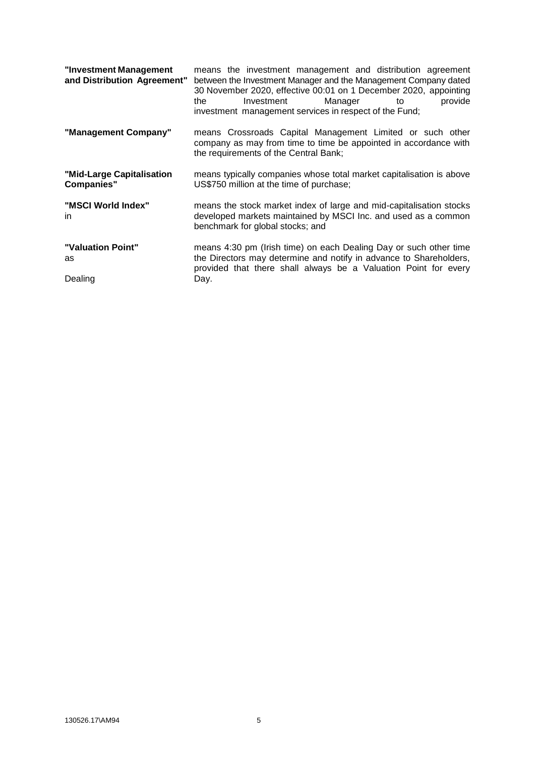| | |
|---|---|
| **"Investment Management and Distribution Agreement"** | means the investment management and distribution agreement between the Investment Manager and the Management Company dated 30 November 2020, effective 00:01 on 1 December 2020, appointing the Investment Manager to provide investment management services in respect of the Fund; |
| **"Management Company"** | means Crossroads Capital Management Limited or such other company as may from time to time be appointed in accordance with the requirements of the Central Bank; |
| **"Mid-Large Capitalisation Companies"** | means typically companies whose total market capitalisation is above US$750 million at the time of purchase; |
| **"MSCI World Index"** | means the stock market index of large and mid-capitalisation stocks in developed markets maintained by MSCI Inc. and used as a common benchmark for global stocks; and |
| **"Valuation Point"** | means 4:30 pm (Irish time) on each Dealing Day or such other time as the Directors may determine and notify in advance to Shareholders, provided that there shall always be a Valuation Point for every Dealing Day. |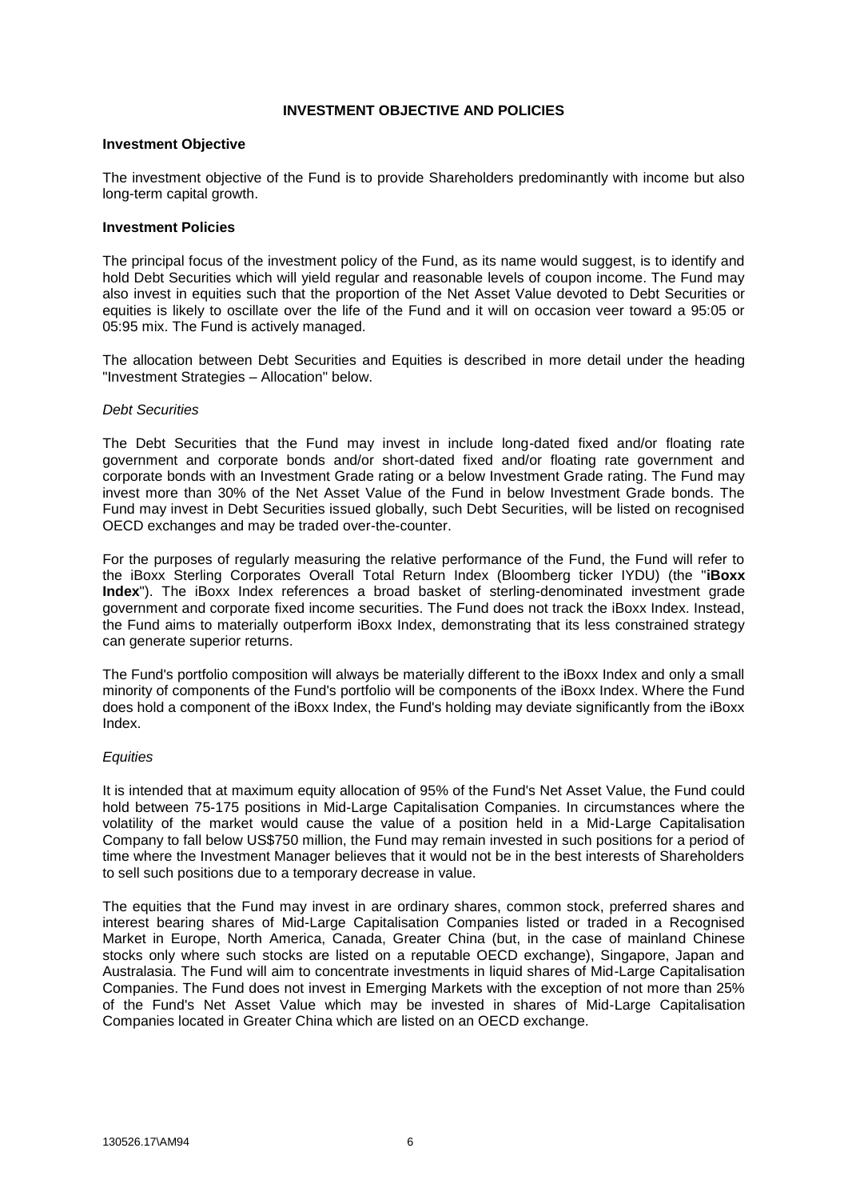## INVESTMENT OBJECTIVE AND POLICIES

### Investment Objective

The investment objective of the Fund is to provide Shareholders predominantly with income but also long-term capital growth.

### Investment Policies

The principal focus of the investment policy of the Fund, as its name would suggest, is to identify and hold Debt Securities which will yield regular and reasonable levels of coupon income. The Fund may also invest in equities such that the proportion of the Net Asset Value devoted to Debt Securities or equities is likely to oscillate over the life of the Fund and it will on occasion veer toward a 95:05 or 05:95 mix. The Fund is actively managed.

The allocation between Debt Securities and Equities is described in more detail under the heading "Investment Strategies – Allocation" below.

*Debt Securities*

The Debt Securities that the Fund may invest in include long-dated fixed and/or floating rate government and corporate bonds and/or short-dated fixed and/or floating rate government and corporate bonds with an Investment Grade rating or a below Investment Grade rating. The Fund may invest more than 30% of the Net Asset Value of the Fund in below Investment Grade bonds. The Fund may invest in Debt Securities issued globally, such Debt Securities, will be listed on recognised OECD exchanges and may be traded over-the-counter.

For the purposes of regularly measuring the relative performance of the Fund, the Fund will refer to the iBoxx Sterling Corporates Overall Total Return Index (Bloomberg ticker IYDU) (the "**iBoxx Index**"). The iBoxx Index references a broad basket of sterling-denominated investment grade government and corporate fixed income securities. The Fund does not track the iBoxx Index. Instead, the Fund aims to materially outperform iBoxx Index, demonstrating that its less constrained strategy can generate superior returns.

The Fund's portfolio composition will always be materially different to the iBoxx Index and only a small minority of components of the Fund's portfolio will be components of the iBoxx Index. Where the Fund does hold a component of the iBoxx Index, the Fund's holding may deviate significantly from the iBoxx Index.

*Equities*

It is intended that at maximum equity allocation of 95% of the Fund's Net Asset Value, the Fund could hold between 75-175 positions in Mid-Large Capitalisation Companies. In circumstances where the volatility of the market would cause the value of a position held in a Mid-Large Capitalisation Company to fall below US$750 million, the Fund may remain invested in such positions for a period of time where the Investment Manager believes that it would not be in the best interests of Shareholders to sell such positions due to a temporary decrease in value.

The equities that the Fund may invest in are ordinary shares, common stock, preferred shares and interest bearing shares of Mid-Large Capitalisation Companies listed or traded in a Recognised Market in Europe, North America, Canada, Greater China (but, in the case of mainland Chinese stocks only where such stocks are listed on a reputable OECD exchange), Singapore, Japan and Australasia. The Fund will aim to concentrate investments in liquid shares of Mid-Large Capitalisation Companies. The Fund does not invest in Emerging Markets with the exception of not more than 25% of the Fund's Net Asset Value which may be invested in shares of Mid-Large Capitalisation Companies located in Greater China which are listed on an OECD exchange.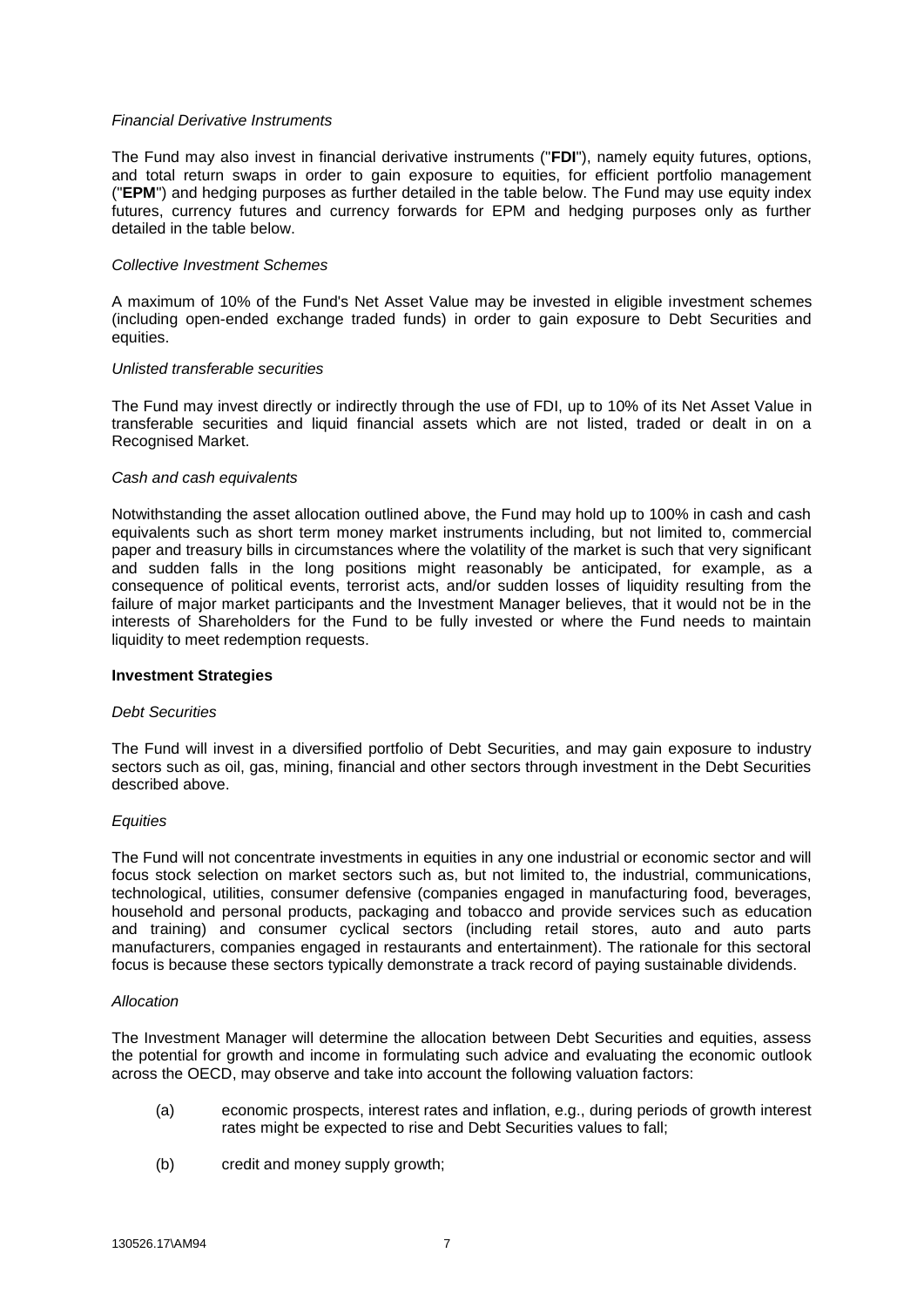*Financial Derivative Instruments*

The Fund may also invest in financial derivative instruments ("**FDI**"), namely equity futures, options, and total return swaps in order to gain exposure to equities, for efficient portfolio management ("**EPM**") and hedging purposes as further detailed in the table below. The Fund may use equity index futures, currency futures and currency forwards for EPM and hedging purposes only as further detailed in the table below.

*Collective Investment Schemes*

A maximum of 10% of the Fund's Net Asset Value may be invested in eligible investment schemes (including open-ended exchange traded funds) in order to gain exposure to Debt Securities and equities.

*Unlisted transferable securities*

The Fund may invest directly or indirectly through the use of FDI, up to 10% of its Net Asset Value in transferable securities and liquid financial assets which are not listed, traded or dealt in on a Recognised Market.

*Cash and cash equivalents*

Notwithstanding the asset allocation outlined above, the Fund may hold up to 100% in cash and cash equivalents such as short term money market instruments including, but not limited to, commercial paper and treasury bills in circumstances where the volatility of the market is such that very significant and sudden falls in the long positions might reasonably be anticipated, for example, as a consequence of political events, terrorist acts, and/or sudden losses of liquidity resulting from the failure of major market participants and the Investment Manager believes, that it would not be in the interests of Shareholders for the Fund to be fully invested or where the Fund needs to maintain liquidity to meet redemption requests.

**Investment Strategies**

*Debt Securities*

The Fund will invest in a diversified portfolio of Debt Securities, and may gain exposure to industry sectors such as oil, gas, mining, financial and other sectors through investment in the Debt Securities described above.

*Equities*

The Fund will not concentrate investments in equities in any one industrial or economic sector and will focus stock selection on market sectors such as, but not limited to, the industrial, communications, technological, utilities, consumer defensive (companies engaged in manufacturing food, beverages, household and personal products, packaging and tobacco and provide services such as education and training) and consumer cyclical sectors (including retail stores, auto and auto parts manufacturers, companies engaged in restaurants and entertainment). The rationale for this sectoral focus is because these sectors typically demonstrate a track record of paying sustainable dividends.

*Allocation*

The Investment Manager will determine the allocation between Debt Securities and equities, assess the potential for growth and income in formulating such advice and evaluating the economic outlook across the OECD, may observe and take into account the following valuation factors:

(a) economic prospects, interest rates and inflation, e.g., during periods of growth interest rates might be expected to rise and Debt Securities values to fall;

(b) credit and money supply growth;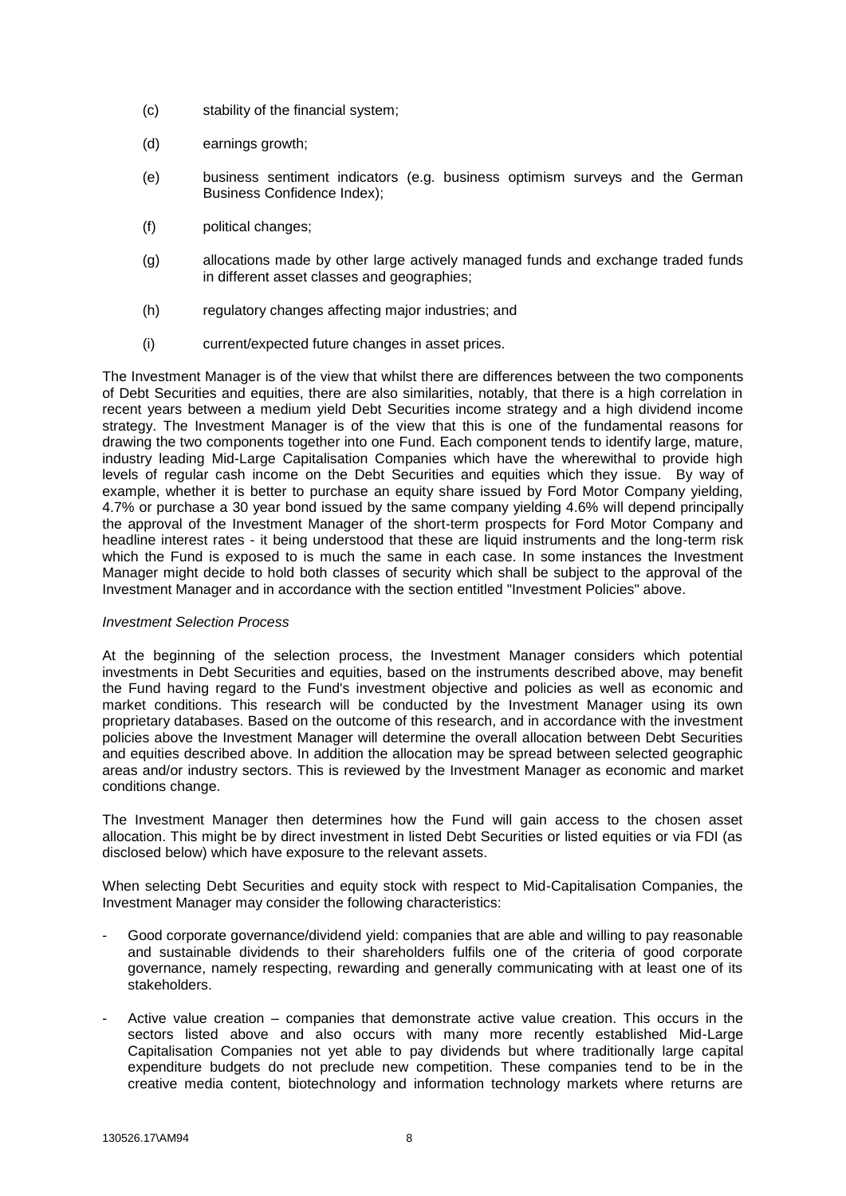(c) stability of the financial system;

(d) earnings growth;

(e) business sentiment indicators (e.g. business optimism surveys and the German Business Confidence Index);

(f) political changes;

(g) allocations made by other large actively managed funds and exchange traded funds in different asset classes and geographies;

(h) regulatory changes affecting major industries; and

(i) current/expected future changes in asset prices.

The Investment Manager is of the view that whilst there are differences between the two components of Debt Securities and equities, there are also similarities, notably, that there is a high correlation in recent years between a medium yield Debt Securities income strategy and a high dividend income strategy. The Investment Manager is of the view that this is one of the fundamental reasons for drawing the two components together into one Fund. Each component tends to identify large, mature, industry leading Mid-Large Capitalisation Companies which have the wherewithal to provide high levels of regular cash income on the Debt Securities and equities which they issue. By way of example, whether it is better to purchase an equity share issued by Ford Motor Company yielding, 4.7% or purchase a 30 year bond issued by the same company yielding 4.6% will depend principally the approval of the Investment Manager of the short-term prospects for Ford Motor Company and headline interest rates - it being understood that these are liquid instruments and the long-term risk which the Fund is exposed to is much the same in each case. In some instances the Investment Manager might decide to hold both classes of security which shall be subject to the approval of the Investment Manager and in accordance with the section entitled "Investment Policies" above.

*Investment Selection Process*

At the beginning of the selection process, the Investment Manager considers which potential investments in Debt Securities and equities, based on the instruments described above, may benefit the Fund having regard to the Fund's investment objective and policies as well as economic and market conditions. This research will be conducted by the Investment Manager using its own proprietary databases. Based on the outcome of this research, and in accordance with the investment policies above the Investment Manager will determine the overall allocation between Debt Securities and equities described above. In addition the allocation may be spread between selected geographic areas and/or industry sectors. This is reviewed by the Investment Manager as economic and market conditions change.

The Investment Manager then determines how the Fund will gain access to the chosen asset allocation. This might be by direct investment in listed Debt Securities or listed equities or via FDI (as disclosed below) which have exposure to the relevant assets.

When selecting Debt Securities and equity stock with respect to Mid-Capitalisation Companies, the Investment Manager may consider the following characteristics:

- Good corporate governance/dividend yield: companies that are able and willing to pay reasonable and sustainable dividends to their shareholders fulfils one of the criteria of good corporate governance, namely respecting, rewarding and generally communicating with at least one of its stakeholders.

- Active value creation – companies that demonstrate active value creation. This occurs in the sectors listed above and also occurs with many more recently established Mid-Large Capitalisation Companies not yet able to pay dividends but where traditionally large capital expenditure budgets do not preclude new competition. These companies tend to be in the creative media content, biotechnology and information technology markets where returns are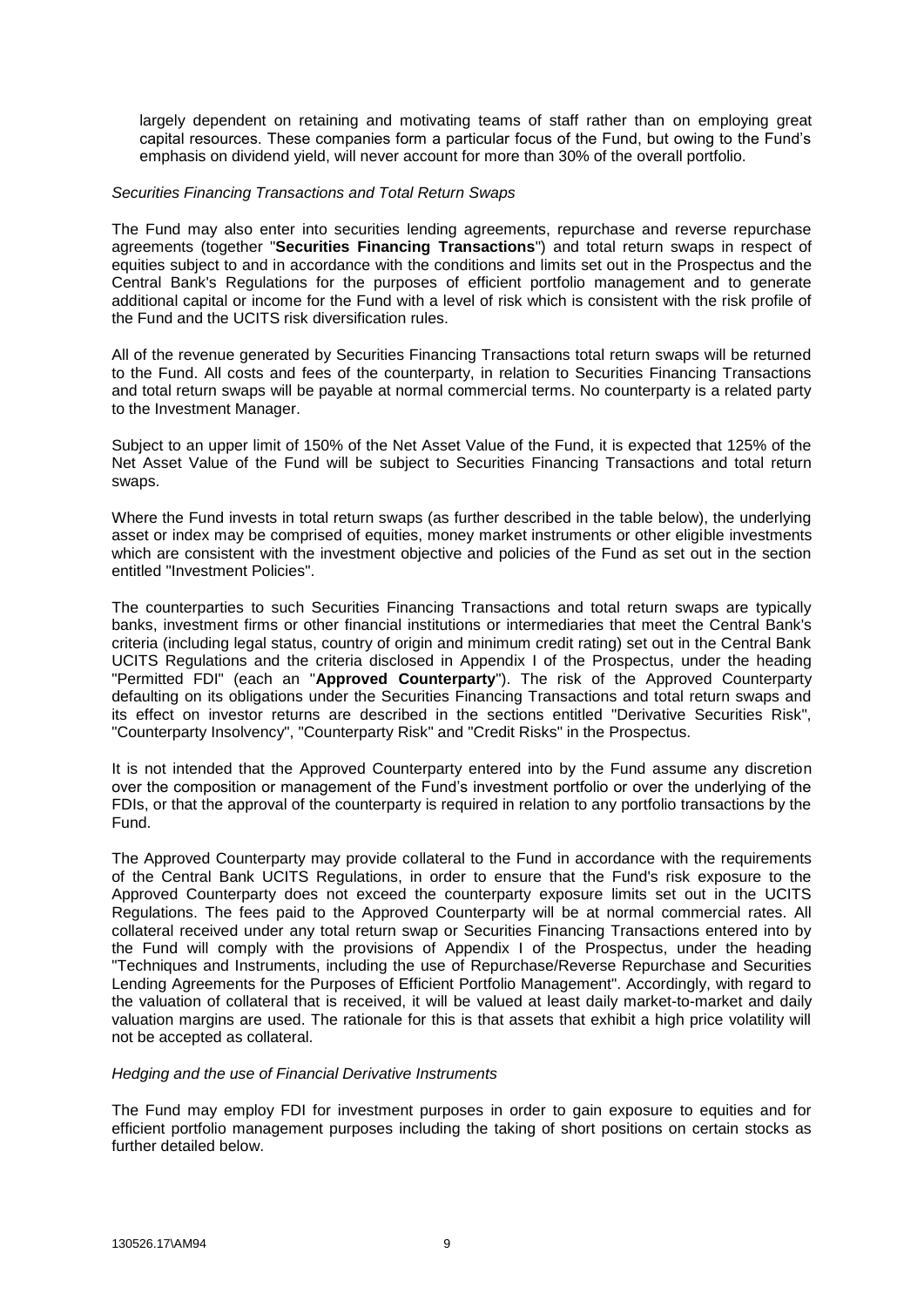largely dependent on retaining and motivating teams of staff rather than on employing great capital resources. These companies form a particular focus of the Fund, but owing to the Fund's emphasis on dividend yield, will never account for more than 30% of the overall portfolio.

*Securities Financing Transactions and Total Return Swaps*

The Fund may also enter into securities lending agreements, repurchase and reverse repurchase agreements (together "**Securities Financing Transactions**") and total return swaps in respect of equities subject to and in accordance with the conditions and limits set out in the Prospectus and the Central Bank's Regulations for the purposes of efficient portfolio management and to generate additional capital or income for the Fund with a level of risk which is consistent with the risk profile of the Fund and the UCITS risk diversification rules.

All of the revenue generated by Securities Financing Transactions total return swaps will be returned to the Fund. All costs and fees of the counterparty, in relation to Securities Financing Transactions and total return swaps will be payable at normal commercial terms. No counterparty is a related party to the Investment Manager.

Subject to an upper limit of 150% of the Net Asset Value of the Fund, it is expected that 125% of the Net Asset Value of the Fund will be subject to Securities Financing Transactions and total return swaps.

Where the Fund invests in total return swaps (as further described in the table below), the underlying asset or index may be comprised of equities, money market instruments or other eligible investments which are consistent with the investment objective and policies of the Fund as set out in the section entitled "Investment Policies".

The counterparties to such Securities Financing Transactions and total return swaps are typically banks, investment firms or other financial institutions or intermediaries that meet the Central Bank's criteria (including legal status, country of origin and minimum credit rating) set out in the Central Bank UCITS Regulations and the criteria disclosed in Appendix I of the Prospectus, under the heading "Permitted FDI" (each an "**Approved Counterparty**"). The risk of the Approved Counterparty defaulting on its obligations under the Securities Financing Transactions and total return swaps and its effect on investor returns are described in the sections entitled "Derivative Securities Risk", "Counterparty Insolvency", "Counterparty Risk" and "Credit Risks" in the Prospectus.

It is not intended that the Approved Counterparty entered into by the Fund assume any discretion over the composition or management of the Fund's investment portfolio or over the underlying of the FDIs, or that the approval of the counterparty is required in relation to any portfolio transactions by the Fund.

The Approved Counterparty may provide collateral to the Fund in accordance with the requirements of the Central Bank UCITS Regulations, in order to ensure that the Fund's risk exposure to the Approved Counterparty does not exceed the counterparty exposure limits set out in the UCITS Regulations. The fees paid to the Approved Counterparty will be at normal commercial rates. All collateral received under any total return swap or Securities Financing Transactions entered into by the Fund will comply with the provisions of Appendix I of the Prospectus, under the heading "Techniques and Instruments, including the use of Repurchase/Reverse Repurchase and Securities Lending Agreements for the Purposes of Efficient Portfolio Management". Accordingly, with regard to the valuation of collateral that is received, it will be valued at least daily market-to-market and daily valuation margins are used. The rationale for this is that assets that exhibit a high price volatility will not be accepted as collateral.

*Hedging and the use of Financial Derivative Instruments*

The Fund may employ FDI for investment purposes in order to gain exposure to equities and for efficient portfolio management purposes including the taking of short positions on certain stocks as further detailed below.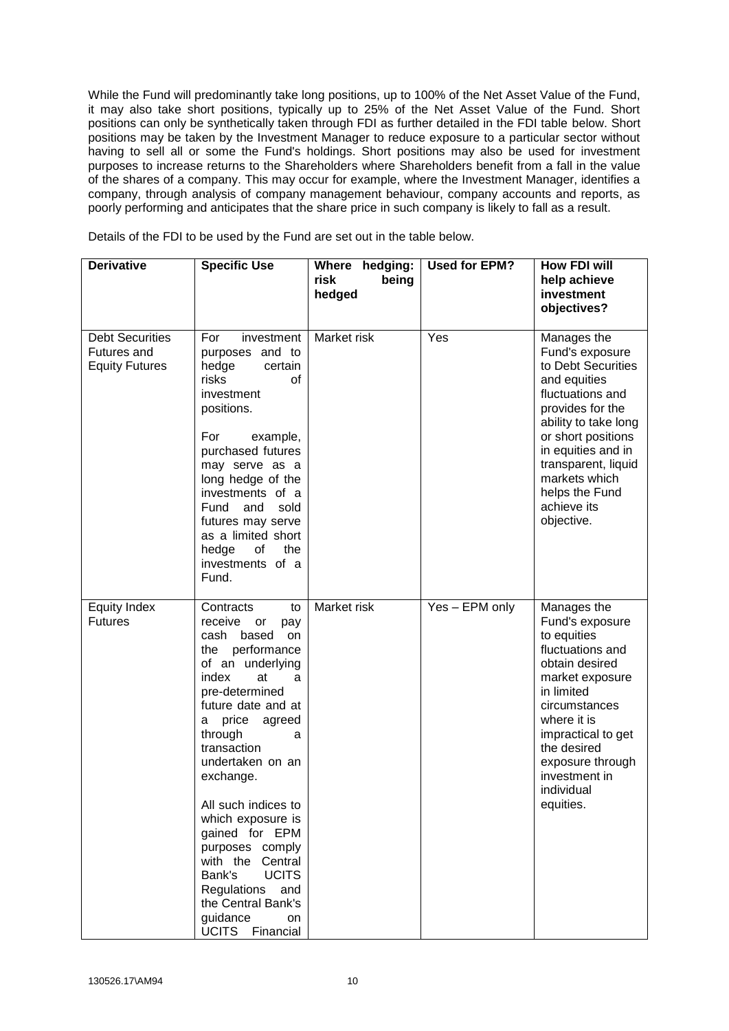While the Fund will predominantly take long positions, up to 100% of the Net Asset Value of the Fund, it may also take short positions, typically up to 25% of the Net Asset Value of the Fund. Short positions can only be synthetically taken through FDI as further detailed in the FDI table below. Short positions may be taken by the Investment Manager to reduce exposure to a particular sector without having to sell all or some the Fund's holdings. Short positions may also be used for investment purposes to increase returns to the Shareholders where Shareholders benefit from a fall in the value of the shares of a company. This may occur for example, where the Investment Manager, identifies a company, through analysis of company management behaviour, company accounts and reports, as poorly performing and anticipates that the share price in such company is likely to fall as a result.

Details of the FDI to be used by the Fund are set out in the table below.

| **Derivative** | **Specific Use** | **Where hedging: risk being hedged** | **Used for EPM?** | **How FDI will help achieve investment objectives?** |
|---|---|---|---|---|
| Debt Securities Futures and Equity Futures | For investment purposes and to hedge certain risks of investment positions.<br><br>For example, purchased futures may serve as a long hedge of the investments of a Fund and sold futures may serve as a limited short hedge of the investments of a Fund. | Market risk | Yes | Manages the Fund's exposure to Debt Securities and equities fluctuations and provides for the ability to take long or short positions in equities and in transparent, liquid markets which helps the Fund achieve its objective. |
| Equity Index Futures | Contracts to receive or pay cash based on the performance of an underlying index at a pre-determined future date and at a price agreed through a transaction undertaken on an exchange.<br><br>All such indices to which exposure is gained for EPM purposes comply with the Central Bank's UCITS Regulations and the Central Bank's guidance on UCITS Financial | Market risk | Yes – EPM only | Manages the Fund's exposure to equities fluctuations and obtain desired market exposure in limited circumstances where it is impractical to get the desired exposure through investment in individual equities. |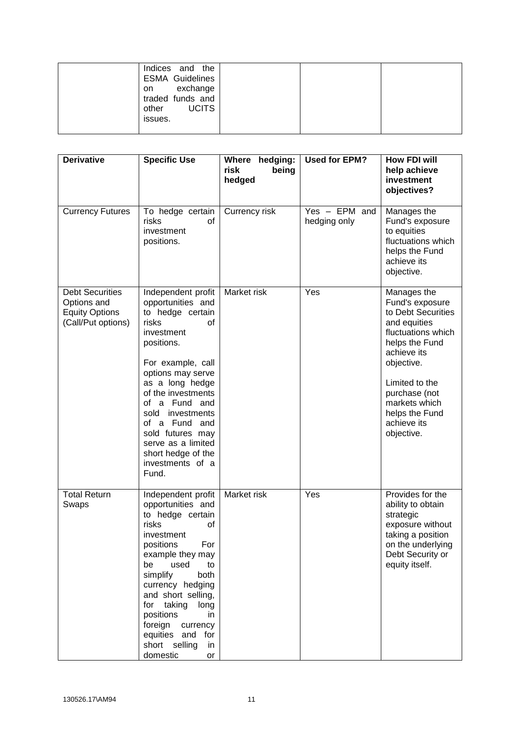|  | Indices and the ESMA Guidelines on exchange traded funds and other UCITS issues. |  |  |  |
|---|---|---|---|---|

| Derivative | Specific Use | Where hedging: risk being hedged | Used for EPM? | How FDI will help achieve investment objectives? |
|---|---|---|---|---|
| Currency Futures | To hedge certain risks of investment positions. | Currency risk | Yes – EPM and hedging only | Manages the Fund's exposure to equities fluctuations which helps the Fund achieve its objective. |
| Debt Securities Options and Equity Options (Call/Put options) | Independent profit opportunities and to hedge certain risks of investment positions.<br><br>For example, call options may serve as a long hedge of the investments of a Fund and sold investments of a Fund and sold futures may serve as a limited short hedge of the investments of a Fund. | Market risk | Yes | Manages the Fund's exposure to Debt Securities and equities fluctuations which helps the Fund achieve its objective.<br><br>Limited to the purchase (not markets which helps the Fund achieve its objective. |
| Total Return Swaps | Independent profit opportunities and to hedge certain risks of investment positions For example they may be used to simplify both currency hedging and short selling, for taking long positions in foreign currency equities and for short selling in domestic or | Market risk | Yes | Provides for the ability to obtain strategic exposure without taking a position on the underlying Debt Security or equity itself. |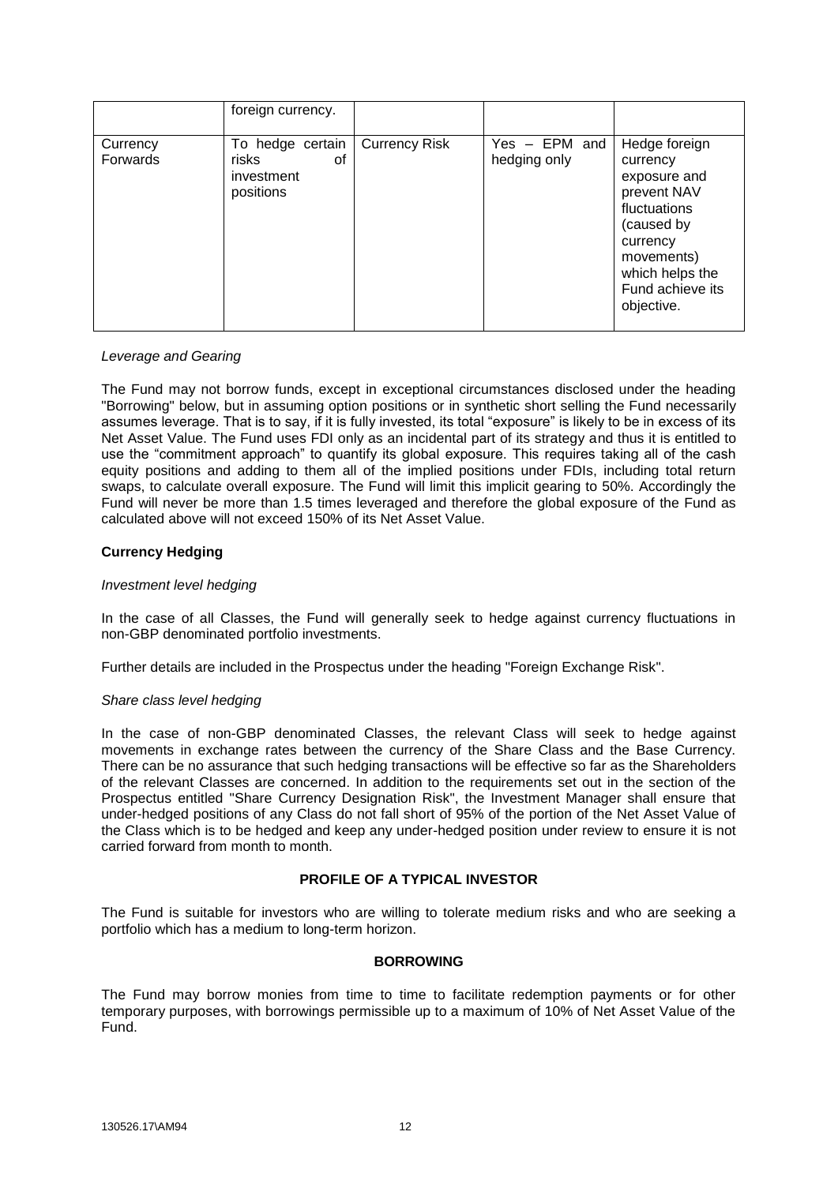| | foreign currency. | | | |
|---|---|---|---|---|
| Currency Forwards | To hedge certain risks of investment positions | Currency Risk | Yes – EPM and hedging only | Hedge foreign currency exposure and prevent NAV fluctuations (caused by currency movements) which helps the Fund achieve its objective. |

*Leverage and Gearing*

The Fund may not borrow funds, except in exceptional circumstances disclosed under the heading "Borrowing" below, but in assuming option positions or in synthetic short selling the Fund necessarily assumes leverage. That is to say, if it is fully invested, its total "exposure" is likely to be in excess of its Net Asset Value. The Fund uses FDI only as an incidental part of its strategy and thus it is entitled to use the "commitment approach" to quantify its global exposure. This requires taking all of the cash equity positions and adding to them all of the implied positions under FDIs, including total return swaps, to calculate overall exposure. The Fund will limit this implicit gearing to 50%. Accordingly the Fund will never be more than 1.5 times leveraged and therefore the global exposure of the Fund as calculated above will not exceed 150% of its Net Asset Value.

**Currency Hedging**

*Investment level hedging*

In the case of all Classes, the Fund will generally seek to hedge against currency fluctuations in non-GBP denominated portfolio investments.

Further details are included in the Prospectus under the heading "Foreign Exchange Risk".

*Share class level hedging*

In the case of non-GBP denominated Classes, the relevant Class will seek to hedge against movements in exchange rates between the currency of the Share Class and the Base Currency. There can be no assurance that such hedging transactions will be effective so far as the Shareholders of the relevant Classes are concerned. In addition to the requirements set out in the section of the Prospectus entitled "Share Currency Designation Risk", the Investment Manager shall ensure that under-hedged positions of any Class do not fall short of 95% of the portion of the Net Asset Value of the Class which is to be hedged and keep any under-hedged position under review to ensure it is not carried forward from month to month.

## PROFILE OF A TYPICAL INVESTOR

The Fund is suitable for investors who are willing to tolerate medium risks and who are seeking a portfolio which has a medium to long-term horizon.

## BORROWING

The Fund may borrow monies from time to time to facilitate redemption payments or for other temporary purposes, with borrowings permissible up to a maximum of 10% of Net Asset Value of the Fund.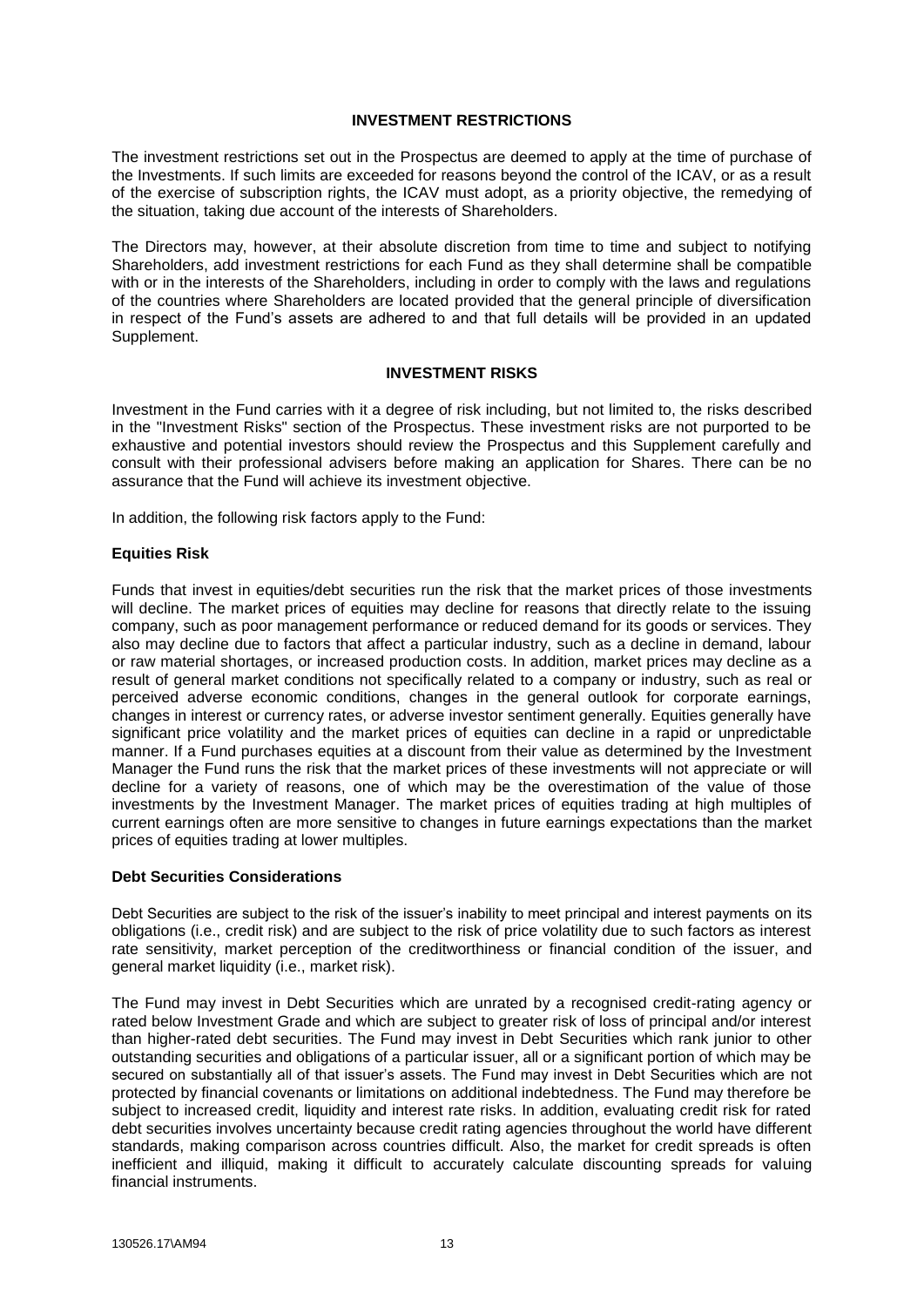## INVESTMENT RESTRICTIONS

The investment restrictions set out in the Prospectus are deemed to apply at the time of purchase of the Investments. If such limits are exceeded for reasons beyond the control of the ICAV, or as a result of the exercise of subscription rights, the ICAV must adopt, as a priority objective, the remedying of the situation, taking due account of the interests of Shareholders.

The Directors may, however, at their absolute discretion from time to time and subject to notifying Shareholders, add investment restrictions for each Fund as they shall determine shall be compatible with or in the interests of the Shareholders, including in order to comply with the laws and regulations of the countries where Shareholders are located provided that the general principle of diversification in respect of the Fund's assets are adhered to and that full details will be provided in an updated Supplement.

## INVESTMENT RISKS

Investment in the Fund carries with it a degree of risk including, but not limited to, the risks described in the "Investment Risks" section of the Prospectus. These investment risks are not purported to be exhaustive and potential investors should review the Prospectus and this Supplement carefully and consult with their professional advisers before making an application for Shares. There can be no assurance that the Fund will achieve its investment objective.

In addition, the following risk factors apply to the Fund:

### Equities Risk

Funds that invest in equities/debt securities run the risk that the market prices of those investments will decline. The market prices of equities may decline for reasons that directly relate to the issuing company, such as poor management performance or reduced demand for its goods or services. They also may decline due to factors that affect a particular industry, such as a decline in demand, labour or raw material shortages, or increased production costs. In addition, market prices may decline as a result of general market conditions not specifically related to a company or industry, such as real or perceived adverse economic conditions, changes in the general outlook for corporate earnings, changes in interest or currency rates, or adverse investor sentiment generally. Equities generally have significant price volatility and the market prices of equities can decline in a rapid or unpredictable manner. If a Fund purchases equities at a discount from their value as determined by the Investment Manager the Fund runs the risk that the market prices of these investments will not appreciate or will decline for a variety of reasons, one of which may be the overestimation of the value of those investments by the Investment Manager. The market prices of equities trading at high multiples of current earnings often are more sensitive to changes in future earnings expectations than the market prices of equities trading at lower multiples.

### Debt Securities Considerations

Debt Securities are subject to the risk of the issuer's inability to meet principal and interest payments on its obligations (i.e., credit risk) and are subject to the risk of price volatility due to such factors as interest rate sensitivity, market perception of the creditworthiness or financial condition of the issuer, and general market liquidity (i.e., market risk).

The Fund may invest in Debt Securities which are unrated by a recognised credit-rating agency or rated below Investment Grade and which are subject to greater risk of loss of principal and/or interest than higher-rated debt securities. The Fund may invest in Debt Securities which rank junior to other outstanding securities and obligations of a particular issuer, all or a significant portion of which may be secured on substantially all of that issuer's assets. The Fund may invest in Debt Securities which are not protected by financial covenants or limitations on additional indebtedness. The Fund may therefore be subject to increased credit, liquidity and interest rate risks. In addition, evaluating credit risk for rated debt securities involves uncertainty because credit rating agencies throughout the world have different standards, making comparison across countries difficult. Also, the market for credit spreads is often inefficient and illiquid, making it difficult to accurately calculate discounting spreads for valuing financial instruments.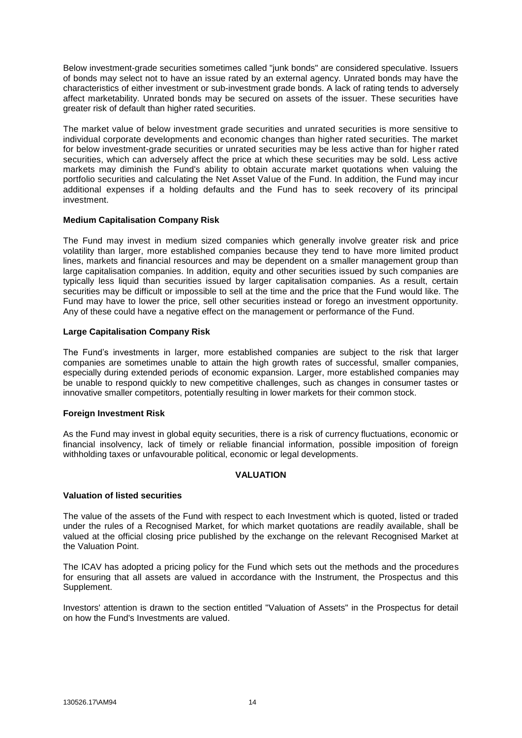Below investment-grade securities sometimes called "junk bonds" are considered speculative. Issuers of bonds may select not to have an issue rated by an external agency. Unrated bonds may have the characteristics of either investment or sub-investment grade bonds. A lack of rating tends to adversely affect marketability. Unrated bonds may be secured on assets of the issuer. These securities have greater risk of default than higher rated securities.

The market value of below investment grade securities and unrated securities is more sensitive to individual corporate developments and economic changes than higher rated securities. The market for below investment-grade securities or unrated securities may be less active than for higher rated securities, which can adversely affect the price at which these securities may be sold. Less active markets may diminish the Fund's ability to obtain accurate market quotations when valuing the portfolio securities and calculating the Net Asset Value of the Fund. In addition, the Fund may incur additional expenses if a holding defaults and the Fund has to seek recovery of its principal investment.

**Medium Capitalisation Company Risk**

The Fund may invest in medium sized companies which generally involve greater risk and price volatility than larger, more established companies because they tend to have more limited product lines, markets and financial resources and may be dependent on a smaller management group than large capitalisation companies. In addition, equity and other securities issued by such companies are typically less liquid than securities issued by larger capitalisation companies. As a result, certain securities may be difficult or impossible to sell at the time and the price that the Fund would like. The Fund may have to lower the price, sell other securities instead or forego an investment opportunity. Any of these could have a negative effect on the management or performance of the Fund.

**Large Capitalisation Company Risk**

The Fund's investments in larger, more established companies are subject to the risk that larger companies are sometimes unable to attain the high growth rates of successful, smaller companies, especially during extended periods of economic expansion. Larger, more established companies may be unable to respond quickly to new competitive challenges, such as changes in consumer tastes or innovative smaller competitors, potentially resulting in lower markets for their common stock.

**Foreign Investment Risk**

As the Fund may invest in global equity securities, there is a risk of currency fluctuations, economic or financial insolvency, lack of timely or reliable financial information, possible imposition of foreign withholding taxes or unfavourable political, economic or legal developments.

## VALUATION

**Valuation of listed securities**

The value of the assets of the Fund with respect to each Investment which is quoted, listed or traded under the rules of a Recognised Market, for which market quotations are readily available, shall be valued at the official closing price published by the exchange on the relevant Recognised Market at the Valuation Point.

The ICAV has adopted a pricing policy for the Fund which sets out the methods and the procedures for ensuring that all assets are valued in accordance with the Instrument, the Prospectus and this Supplement.

Investors' attention is drawn to the section entitled "Valuation of Assets" in the Prospectus for detail on how the Fund's Investments are valued.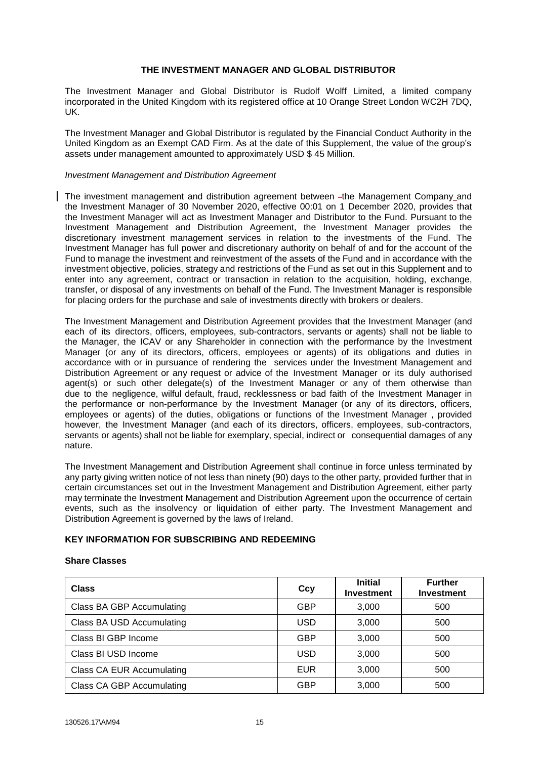## THE INVESTMENT MANAGER AND GLOBAL DISTRIBUTOR

The Investment Manager and Global Distributor is Rudolf Wolff Limited, a limited company incorporated in the United Kingdom with its registered office at 10 Orange Street London WC2H 7DQ, UK.

The Investment Manager and Global Distributor is regulated by the Financial Conduct Authority in the United Kingdom as an Exempt CAD Firm. As at the date of this Supplement, the value of the group's assets under management amounted to approximately USD $ 45 Million.

*Investment Management and Distribution Agreement*

The investment management and distribution agreement between the Management Company and the Investment Manager of 30 November 2020, effective 00:01 on 1 December 2020, provides that the Investment Manager will act as Investment Manager and Distributor to the Fund. Pursuant to the Investment Management and Distribution Agreement, the Investment Manager provides the discretionary investment management services in relation to the investments of the Fund. The Investment Manager has full power and discretionary authority on behalf of and for the account of the Fund to manage the investment and reinvestment of the assets of the Fund and in accordance with the investment objective, policies, strategy and restrictions of the Fund as set out in this Supplement and to enter into any agreement, contract or transaction in relation to the acquisition, holding, exchange, transfer, or disposal of any investments on behalf of the Fund. The Investment Manager is responsible for placing orders for the purchase and sale of investments directly with brokers or dealers.

The Investment Management and Distribution Agreement provides that the Investment Manager (and each of its directors, officers, employees, sub-contractors, servants or agents) shall not be liable to the Manager, the ICAV or any Shareholder in connection with the performance by the Investment Manager (or any of its directors, officers, employees or agents) of its obligations and duties in accordance with or in pursuance of rendering the services under the Investment Management and Distribution Agreement or any request or advice of the Investment Manager or its duly authorised agent(s) or such other delegate(s) of the Investment Manager or any of them otherwise than due to the negligence, wilful default, fraud, recklessness or bad faith of the Investment Manager in the performance or non-performance by the Investment Manager (or any of its directors, officers, employees or agents) of the duties, obligations or functions of the Investment Manager , provided however, the Investment Manager (and each of its directors, officers, employees, sub-contractors, servants or agents) shall not be liable for exemplary, special, indirect or consequential damages of any nature.

The Investment Management and Distribution Agreement shall continue in force unless terminated by any party giving written notice of not less than ninety (90) days to the other party, provided further that in certain circumstances set out in the Investment Management and Distribution Agreement, either party may terminate the Investment Management and Distribution Agreement upon the occurrence of certain events, such as the insolvency or liquidation of either party. The Investment Management and Distribution Agreement is governed by the laws of Ireland.

## KEY INFORMATION FOR SUBSCRIBING AND REDEEMING

### Share Classes

| Class | Ccy | Initial Investment | Further Investment |
|---|---|---|---|
| Class BA GBP Accumulating | GBP | 3,000 | 500 |
| Class BA USD Accumulating | USD | 3,000 | 500 |
| Class BI GBP Income | GBP | 3,000 | 500 |
| Class BI USD Income | USD | 3,000 | 500 |
| Class CA EUR Accumulating | EUR | 3,000 | 500 |
| Class CA GBP Accumulating | GBP | 3,000 | 500 |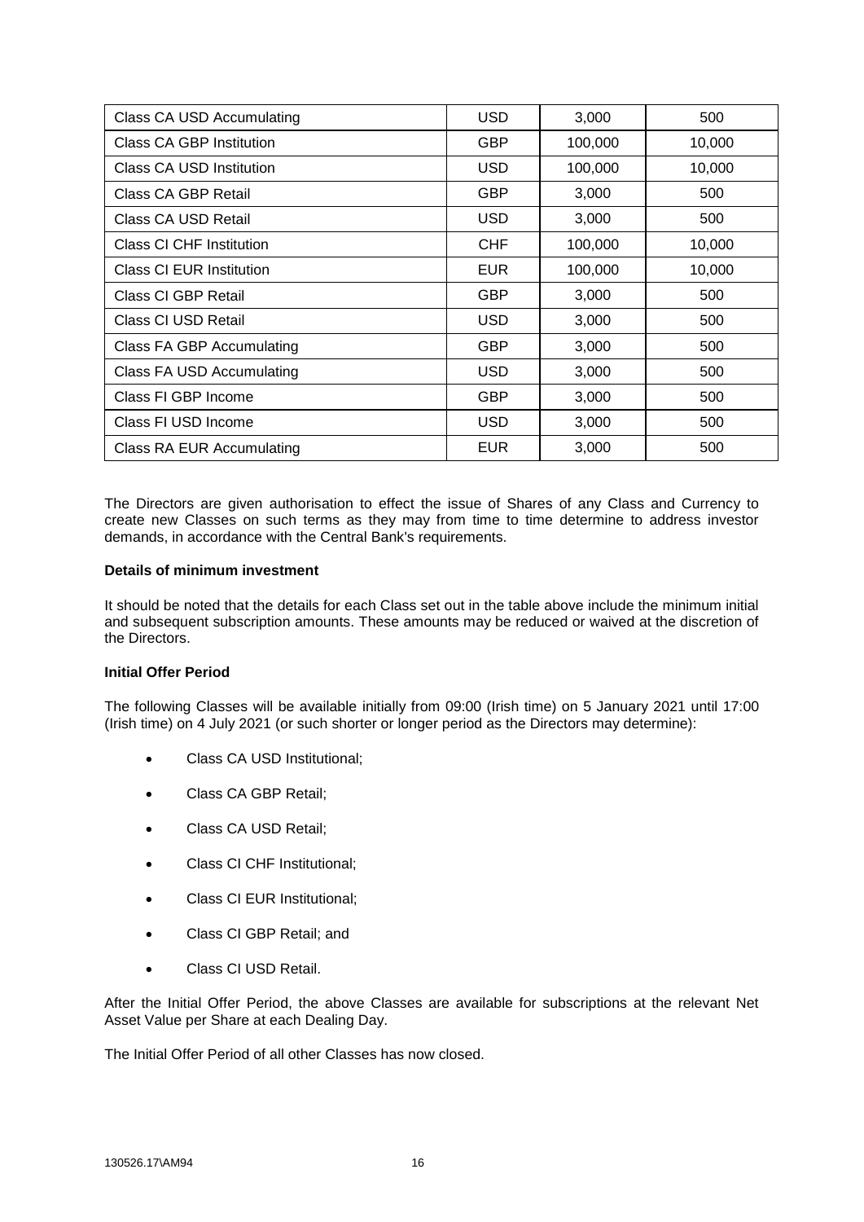| Class CA USD Accumulating | USD | 3,000 | 500 |
|---|---|---|---|
| Class CA GBP Institution | GBP | 100,000 | 10,000 |
| Class CA USD Institution | USD | 100,000 | 10,000 |
| Class CA GBP Retail | GBP | 3,000 | 500 |
| Class CA USD Retail | USD | 3,000 | 500 |
| Class CI CHF Institution | CHF | 100,000 | 10,000 |
| Class CI EUR Institution | EUR | 100,000 | 10,000 |
| Class CI GBP Retail | GBP | 3,000 | 500 |
| Class CI USD Retail | USD | 3,000 | 500 |
| Class FA GBP Accumulating | GBP | 3,000 | 500 |
| Class FA USD Accumulating | USD | 3,000 | 500 |
| Class FI GBP Income | GBP | 3,000 | 500 |
| Class FI USD Income | USD | 3,000 | 500 |
| Class RA EUR Accumulating | EUR | 3,000 | 500 |

The Directors are given authorisation to effect the issue of Shares of any Class and Currency to create new Classes on such terms as they may from time to time determine to address investor demands, in accordance with the Central Bank's requirements.

**Details of minimum investment**

It should be noted that the details for each Class set out in the table above include the minimum initial and subsequent subscription amounts. These amounts may be reduced or waived at the discretion of the Directors.

**Initial Offer Period**

The following Classes will be available initially from 09:00 (Irish time) on 5 January 2021 until 17:00 (Irish time) on 4 July 2021 (or such shorter or longer period as the Directors may determine):

- Class CA USD Institutional;
- Class CA GBP Retail;
- Class CA USD Retail;
- Class CI CHF Institutional;
- Class CI EUR Institutional;
- Class CI GBP Retail; and
- Class CI USD Retail.

After the Initial Offer Period, the above Classes are available for subscriptions at the relevant Net Asset Value per Share at each Dealing Day.

The Initial Offer Period of all other Classes has now closed.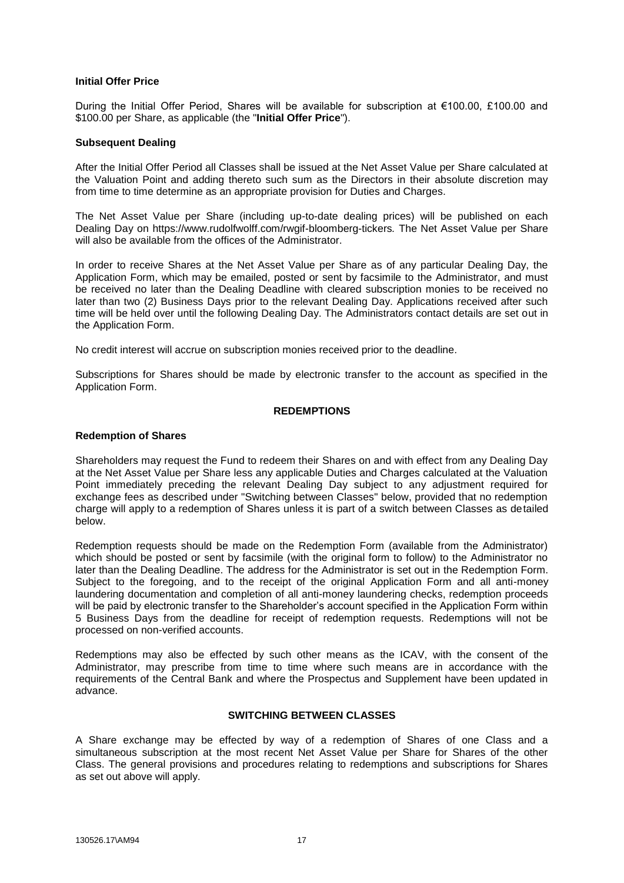**Initial Offer Price**

During the Initial Offer Period, Shares will be available for subscription at €100.00, £100.00 and $100.00 per Share, as applicable (the "**Initial Offer Price**").

**Subsequent Dealing**

After the Initial Offer Period all Classes shall be issued at the Net Asset Value per Share calculated at the Valuation Point and adding thereto such sum as the Directors in their absolute discretion may from time to time determine as an appropriate provision for Duties and Charges.

The Net Asset Value per Share (including up-to-date dealing prices) will be published on each Dealing Day on https://www.rudolfwolff.com/rwgif-bloomberg-tickers*.* The Net Asset Value per Share will also be available from the offices of the Administrator.

In order to receive Shares at the Net Asset Value per Share as of any particular Dealing Day, the Application Form, which may be emailed, posted or sent by facsimile to the Administrator, and must be received no later than the Dealing Deadline with cleared subscription monies to be received no later than two (2) Business Days prior to the relevant Dealing Day. Applications received after such time will be held over until the following Dealing Day. The Administrators contact details are set out in the Application Form.

No credit interest will accrue on subscription monies received prior to the deadline.

Subscriptions for Shares should be made by electronic transfer to the account as specified in the Application Form.

## REDEMPTIONS

**Redemption of Shares**

Shareholders may request the Fund to redeem their Shares on and with effect from any Dealing Day at the Net Asset Value per Share less any applicable Duties and Charges calculated at the Valuation Point immediately preceding the relevant Dealing Day subject to any adjustment required for exchange fees as described under "Switching between Classes" below, provided that no redemption charge will apply to a redemption of Shares unless it is part of a switch between Classes as detailed below.

Redemption requests should be made on the Redemption Form (available from the Administrator) which should be posted or sent by facsimile (with the original form to follow) to the Administrator no later than the Dealing Deadline. The address for the Administrator is set out in the Redemption Form. Subject to the foregoing, and to the receipt of the original Application Form and all anti-money laundering documentation and completion of all anti-money laundering checks, redemption proceeds will be paid by electronic transfer to the Shareholder's account specified in the Application Form within 5 Business Days from the deadline for receipt of redemption requests. Redemptions will not be processed on non-verified accounts.

Redemptions may also be effected by such other means as the ICAV, with the consent of the Administrator, may prescribe from time to time where such means are in accordance with the requirements of the Central Bank and where the Prospectus and Supplement have been updated in advance.

## SWITCHING BETWEEN CLASSES

A Share exchange may be effected by way of a redemption of Shares of one Class and a simultaneous subscription at the most recent Net Asset Value per Share for Shares of the other Class. The general provisions and procedures relating to redemptions and subscriptions for Shares as set out above will apply.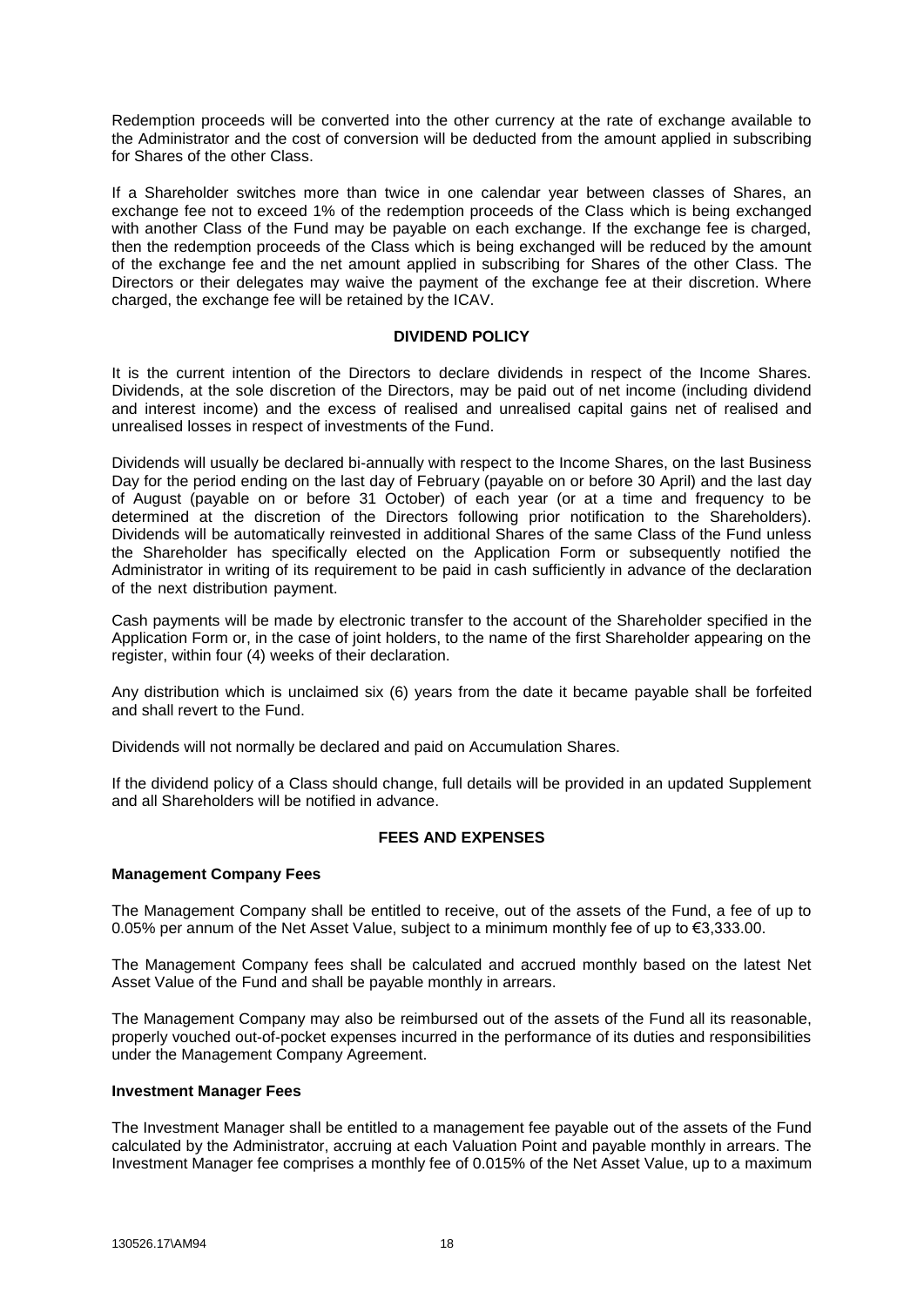Redemption proceeds will be converted into the other currency at the rate of exchange available to the Administrator and the cost of conversion will be deducted from the amount applied in subscribing for Shares of the other Class.

If a Shareholder switches more than twice in one calendar year between classes of Shares, an exchange fee not to exceed 1% of the redemption proceeds of the Class which is being exchanged with another Class of the Fund may be payable on each exchange. If the exchange fee is charged, then the redemption proceeds of the Class which is being exchanged will be reduced by the amount of the exchange fee and the net amount applied in subscribing for Shares of the other Class. The Directors or their delegates may waive the payment of the exchange fee at their discretion. Where charged, the exchange fee will be retained by the ICAV.

## DIVIDEND POLICY

It is the current intention of the Directors to declare dividends in respect of the Income Shares. Dividends, at the sole discretion of the Directors, may be paid out of net income (including dividend and interest income) and the excess of realised and unrealised capital gains net of realised and unrealised losses in respect of investments of the Fund.

Dividends will usually be declared bi-annually with respect to the Income Shares, on the last Business Day for the period ending on the last day of February (payable on or before 30 April) and the last day of August (payable on or before 31 October) of each year (or at a time and frequency to be determined at the discretion of the Directors following prior notification to the Shareholders). Dividends will be automatically reinvested in additional Shares of the same Class of the Fund unless the Shareholder has specifically elected on the Application Form or subsequently notified the Administrator in writing of its requirement to be paid in cash sufficiently in advance of the declaration of the next distribution payment.

Cash payments will be made by electronic transfer to the account of the Shareholder specified in the Application Form or, in the case of joint holders, to the name of the first Shareholder appearing on the register, within four (4) weeks of their declaration.

Any distribution which is unclaimed six (6) years from the date it became payable shall be forfeited and shall revert to the Fund.

Dividends will not normally be declared and paid on Accumulation Shares.

If the dividend policy of a Class should change, full details will be provided in an updated Supplement and all Shareholders will be notified in advance.

## FEES AND EXPENSES

### Management Company Fees

The Management Company shall be entitled to receive, out of the assets of the Fund, a fee of up to 0.05% per annum of the Net Asset Value, subject to a minimum monthly fee of up to €3,333.00.

The Management Company fees shall be calculated and accrued monthly based on the latest Net Asset Value of the Fund and shall be payable monthly in arrears.

The Management Company may also be reimbursed out of the assets of the Fund all its reasonable, properly vouched out-of-pocket expenses incurred in the performance of its duties and responsibilities under the Management Company Agreement.

### Investment Manager Fees

The Investment Manager shall be entitled to a management fee payable out of the assets of the Fund calculated by the Administrator, accruing at each Valuation Point and payable monthly in arrears. The Investment Manager fee comprises a monthly fee of 0.015% of the Net Asset Value, up to a maximum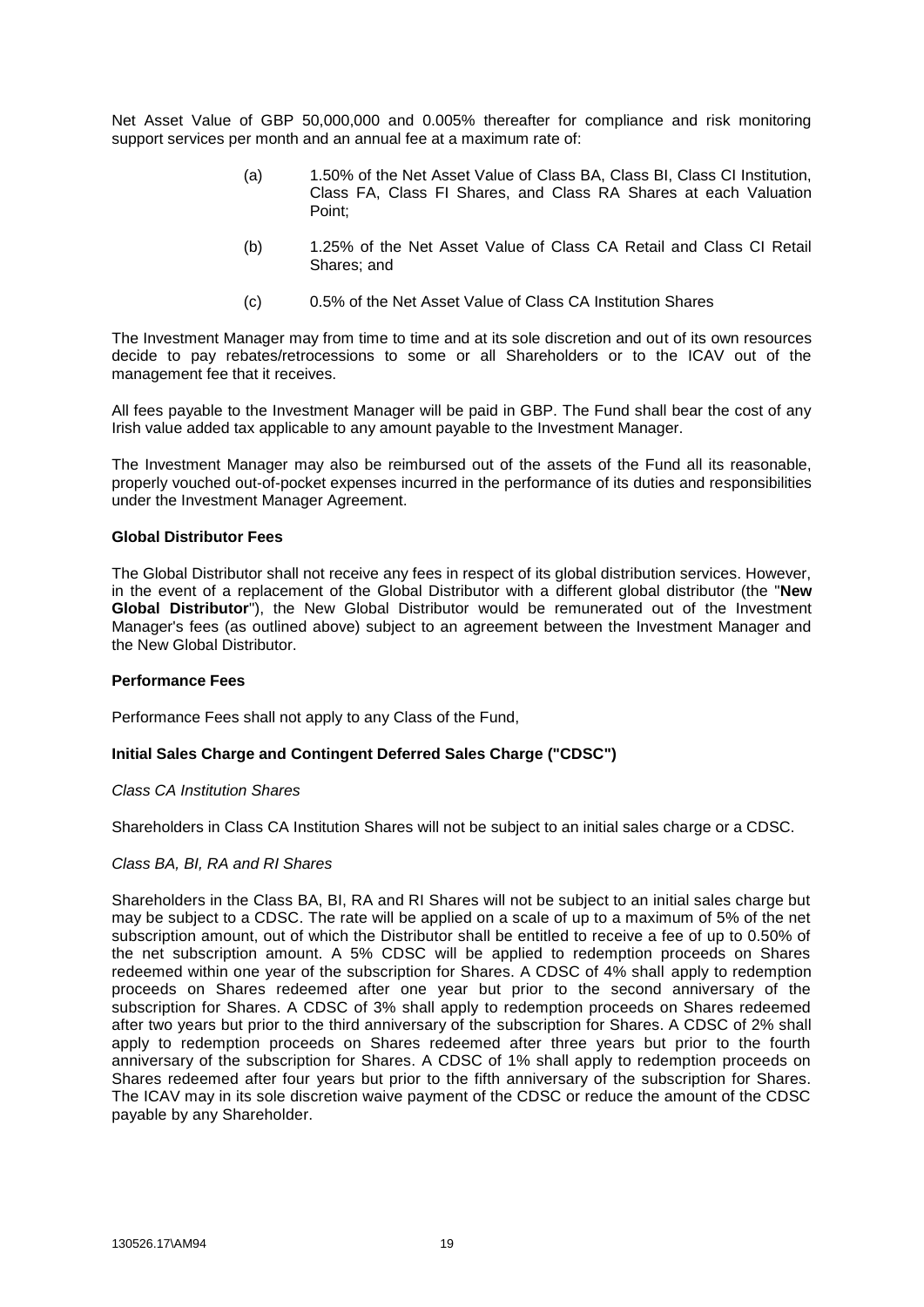Net Asset Value of GBP 50,000,000 and 0.005% thereafter for compliance and risk monitoring support services per month and an annual fee at a maximum rate of:

(a) 1.50% of the Net Asset Value of Class BA, Class BI, Class CI Institution, Class FA, Class FI Shares, and Class RA Shares at each Valuation Point;

(b) 1.25% of the Net Asset Value of Class CA Retail and Class CI Retail Shares; and

(c) 0.5% of the Net Asset Value of Class CA Institution Shares

The Investment Manager may from time to time and at its sole discretion and out of its own resources decide to pay rebates/retrocessions to some or all Shareholders or to the ICAV out of the management fee that it receives.

All fees payable to the Investment Manager will be paid in GBP. The Fund shall bear the cost of any Irish value added tax applicable to any amount payable to the Investment Manager.

The Investment Manager may also be reimbursed out of the assets of the Fund all its reasonable, properly vouched out-of-pocket expenses incurred in the performance of its duties and responsibilities under the Investment Manager Agreement.

**Global Distributor Fees**

The Global Distributor shall not receive any fees in respect of its global distribution services. However, in the event of a replacement of the Global Distributor with a different global distributor (the "**New Global Distributor**"), the New Global Distributor would be remunerated out of the Investment Manager's fees (as outlined above) subject to an agreement between the Investment Manager and the New Global Distributor.

**Performance Fees**

Performance Fees shall not apply to any Class of the Fund,

**Initial Sales Charge and Contingent Deferred Sales Charge ("CDSC")**

*Class CA Institution Shares*

Shareholders in Class CA Institution Shares will not be subject to an initial sales charge or a CDSC.

*Class BA, BI, RA and RI Shares*

Shareholders in the Class BA, BI, RA and RI Shares will not be subject to an initial sales charge but may be subject to a CDSC. The rate will be applied on a scale of up to a maximum of 5% of the net subscription amount, out of which the Distributor shall be entitled to receive a fee of up to 0.50% of the net subscription amount. A 5% CDSC will be applied to redemption proceeds on Shares redeemed within one year of the subscription for Shares. A CDSC of 4% shall apply to redemption proceeds on Shares redeemed after one year but prior to the second anniversary of the subscription for Shares. A CDSC of 3% shall apply to redemption proceeds on Shares redeemed after two years but prior to the third anniversary of the subscription for Shares. A CDSC of 2% shall apply to redemption proceeds on Shares redeemed after three years but prior to the fourth anniversary of the subscription for Shares. A CDSC of 1% shall apply to redemption proceeds on Shares redeemed after four years but prior to the fifth anniversary of the subscription for Shares. The ICAV may in its sole discretion waive payment of the CDSC or reduce the amount of the CDSC payable by any Shareholder.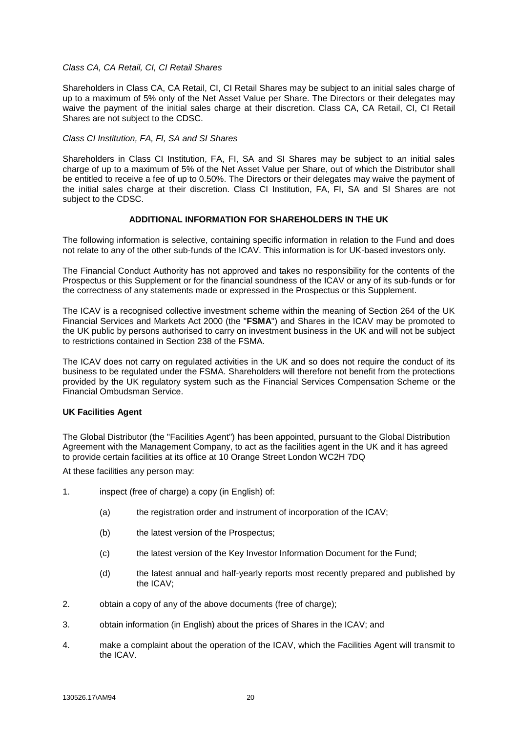*Class CA, CA Retail, CI, CI Retail Shares*

Shareholders in Class CA, CA Retail, CI, CI Retail Shares may be subject to an initial sales charge of up to a maximum of 5% only of the Net Asset Value per Share. The Directors or their delegates may waive the payment of the initial sales charge at their discretion. Class CA, CA Retail, CI, CI Retail Shares are not subject to the CDSC.

*Class CI Institution, FA, FI, SA and SI Shares*

Shareholders in Class CI Institution, FA, FI, SA and SI Shares may be subject to an initial sales charge of up to a maximum of 5% of the Net Asset Value per Share, out of which the Distributor shall be entitled to receive a fee of up to 0.50%. The Directors or their delegates may waive the payment of the initial sales charge at their discretion. Class CI Institution, FA, FI, SA and SI Shares are not subject to the CDSC.

## ADDITIONAL INFORMATION FOR SHAREHOLDERS IN THE UK

The following information is selective, containing specific information in relation to the Fund and does not relate to any of the other sub-funds of the ICAV. This information is for UK-based investors only.

The Financial Conduct Authority has not approved and takes no responsibility for the contents of the Prospectus or this Supplement or for the financial soundness of the ICAV or any of its sub-funds or for the correctness of any statements made or expressed in the Prospectus or this Supplement.

The ICAV is a recognised collective investment scheme within the meaning of Section 264 of the UK Financial Services and Markets Act 2000 (the "**FSMA**") and Shares in the ICAV may be promoted to the UK public by persons authorised to carry on investment business in the UK and will not be subject to restrictions contained in Section 238 of the FSMA.

The ICAV does not carry on regulated activities in the UK and so does not require the conduct of its business to be regulated under the FSMA. Shareholders will therefore not benefit from the protections provided by the UK regulatory system such as the Financial Services Compensation Scheme or the Financial Ombudsman Service.

### UK Facilities Agent

The Global Distributor (the "Facilities Agent") has been appointed, pursuant to the Global Distribution Agreement with the Management Company, to act as the facilities agent in the UK and it has agreed to provide certain facilities at its office at 10 Orange Street London WC2H 7DQ

At these facilities any person may:

1. inspect (free of charge) a copy (in English) of:
   - (a) the registration order and instrument of incorporation of the ICAV;
   - (b) the latest version of the Prospectus;
   - (c) the latest version of the Key Investor Information Document for the Fund;
   - (d) the latest annual and half-yearly reports most recently prepared and published by the ICAV;
2. obtain a copy of any of the above documents (free of charge);
3. obtain information (in English) about the prices of Shares in the ICAV; and
4. make a complaint about the operation of the ICAV, which the Facilities Agent will transmit to the ICAV.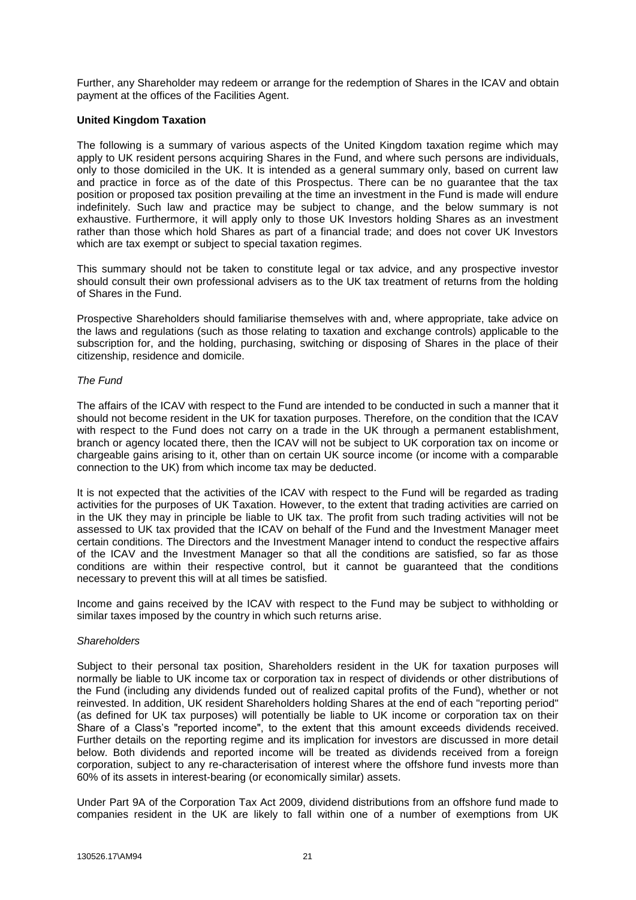Further, any Shareholder may redeem or arrange for the redemption of Shares in the ICAV and obtain payment at the offices of the Facilities Agent.

**United Kingdom Taxation**

The following is a summary of various aspects of the United Kingdom taxation regime which may apply to UK resident persons acquiring Shares in the Fund, and where such persons are individuals, only to those domiciled in the UK. It is intended as a general summary only, based on current law and practice in force as of the date of this Prospectus. There can be no guarantee that the tax position or proposed tax position prevailing at the time an investment in the Fund is made will endure indefinitely. Such law and practice may be subject to change, and the below summary is not exhaustive. Furthermore, it will apply only to those UK Investors holding Shares as an investment rather than those which hold Shares as part of a financial trade; and does not cover UK Investors which are tax exempt or subject to special taxation regimes.

This summary should not be taken to constitute legal or tax advice, and any prospective investor should consult their own professional advisers as to the UK tax treatment of returns from the holding of Shares in the Fund.

Prospective Shareholders should familiarise themselves with and, where appropriate, take advice on the laws and regulations (such as those relating to taxation and exchange controls) applicable to the subscription for, and the holding, purchasing, switching or disposing of Shares in the place of their citizenship, residence and domicile.

*The Fund*

The affairs of the ICAV with respect to the Fund are intended to be conducted in such a manner that it should not become resident in the UK for taxation purposes. Therefore, on the condition that the ICAV with respect to the Fund does not carry on a trade in the UK through a permanent establishment, branch or agency located there, then the ICAV will not be subject to UK corporation tax on income or chargeable gains arising to it, other than on certain UK source income (or income with a comparable connection to the UK) from which income tax may be deducted.

It is not expected that the activities of the ICAV with respect to the Fund will be regarded as trading activities for the purposes of UK Taxation. However, to the extent that trading activities are carried on in the UK they may in principle be liable to UK tax. The profit from such trading activities will not be assessed to UK tax provided that the ICAV on behalf of the Fund and the Investment Manager meet certain conditions. The Directors and the Investment Manager intend to conduct the respective affairs of the ICAV and the Investment Manager so that all the conditions are satisfied, so far as those conditions are within their respective control, but it cannot be guaranteed that the conditions necessary to prevent this will at all times be satisfied.

Income and gains received by the ICAV with respect to the Fund may be subject to withholding or similar taxes imposed by the country in which such returns arise.

*Shareholders*

Subject to their personal tax position, Shareholders resident in the UK for taxation purposes will normally be liable to UK income tax or corporation tax in respect of dividends or other distributions of the Fund (including any dividends funded out of realized capital profits of the Fund), whether or not reinvested. In addition, UK resident Shareholders holding Shares at the end of each "reporting period" (as defined for UK tax purposes) will potentially be liable to UK income or corporation tax on their Share of a Class's "reported income", to the extent that this amount exceeds dividends received. Further details on the reporting regime and its implication for investors are discussed in more detail below. Both dividends and reported income will be treated as dividends received from a foreign corporation, subject to any re-characterisation of interest where the offshore fund invests more than 60% of its assets in interest-bearing (or economically similar) assets.

Under Part 9A of the Corporation Tax Act 2009, dividend distributions from an offshore fund made to companies resident in the UK are likely to fall within one of a number of exemptions from UK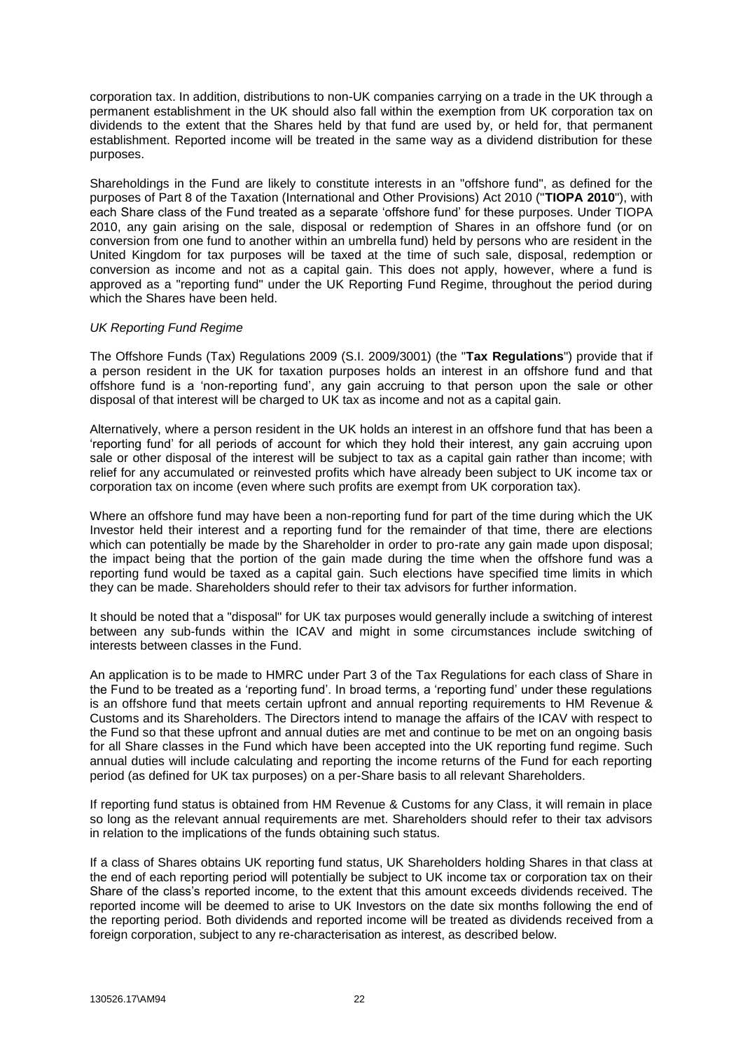corporation tax. In addition, distributions to non-UK companies carrying on a trade in the UK through a permanent establishment in the UK should also fall within the exemption from UK corporation tax on dividends to the extent that the Shares held by that fund are used by, or held for, that permanent establishment. Reported income will be treated in the same way as a dividend distribution for these purposes.

Shareholdings in the Fund are likely to constitute interests in an "offshore fund", as defined for the purposes of Part 8 of the Taxation (International and Other Provisions) Act 2010 ("**TIOPA 2010**"), with each Share class of the Fund treated as a separate 'offshore fund' for these purposes. Under TIOPA 2010, any gain arising on the sale, disposal or redemption of Shares in an offshore fund (or on conversion from one fund to another within an umbrella fund) held by persons who are resident in the United Kingdom for tax purposes will be taxed at the time of such sale, disposal, redemption or conversion as income and not as a capital gain. This does not apply, however, where a fund is approved as a "reporting fund" under the UK Reporting Fund Regime, throughout the period during which the Shares have been held.

*UK Reporting Fund Regime*

The Offshore Funds (Tax) Regulations 2009 (S.I. 2009/3001) (the "**Tax Regulations**") provide that if a person resident in the UK for taxation purposes holds an interest in an offshore fund and that offshore fund is a 'non-reporting fund', any gain accruing to that person upon the sale or other disposal of that interest will be charged to UK tax as income and not as a capital gain.

Alternatively, where a person resident in the UK holds an interest in an offshore fund that has been a 'reporting fund' for all periods of account for which they hold their interest, any gain accruing upon sale or other disposal of the interest will be subject to tax as a capital gain rather than income; with relief for any accumulated or reinvested profits which have already been subject to UK income tax or corporation tax on income (even where such profits are exempt from UK corporation tax).

Where an offshore fund may have been a non-reporting fund for part of the time during which the UK Investor held their interest and a reporting fund for the remainder of that time, there are elections which can potentially be made by the Shareholder in order to pro-rate any gain made upon disposal; the impact being that the portion of the gain made during the time when the offshore fund was a reporting fund would be taxed as a capital gain. Such elections have specified time limits in which they can be made. Shareholders should refer to their tax advisors for further information.

It should be noted that a "disposal" for UK tax purposes would generally include a switching of interest between any sub-funds within the ICAV and might in some circumstances include switching of interests between classes in the Fund.

An application is to be made to HMRC under Part 3 of the Tax Regulations for each class of Share in the Fund to be treated as a 'reporting fund'. In broad terms, a 'reporting fund' under these regulations is an offshore fund that meets certain upfront and annual reporting requirements to HM Revenue & Customs and its Shareholders. The Directors intend to manage the affairs of the ICAV with respect to the Fund so that these upfront and annual duties are met and continue to be met on an ongoing basis for all Share classes in the Fund which have been accepted into the UK reporting fund regime. Such annual duties will include calculating and reporting the income returns of the Fund for each reporting period (as defined for UK tax purposes) on a per-Share basis to all relevant Shareholders.

If reporting fund status is obtained from HM Revenue & Customs for any Class, it will remain in place so long as the relevant annual requirements are met. Shareholders should refer to their tax advisors in relation to the implications of the funds obtaining such status.

If a class of Shares obtains UK reporting fund status, UK Shareholders holding Shares in that class at the end of each reporting period will potentially be subject to UK income tax or corporation tax on their Share of the class's reported income, to the extent that this amount exceeds dividends received. The reported income will be deemed to arise to UK Investors on the date six months following the end of the reporting period. Both dividends and reported income will be treated as dividends received from a foreign corporation, subject to any re-characterisation as interest, as described below.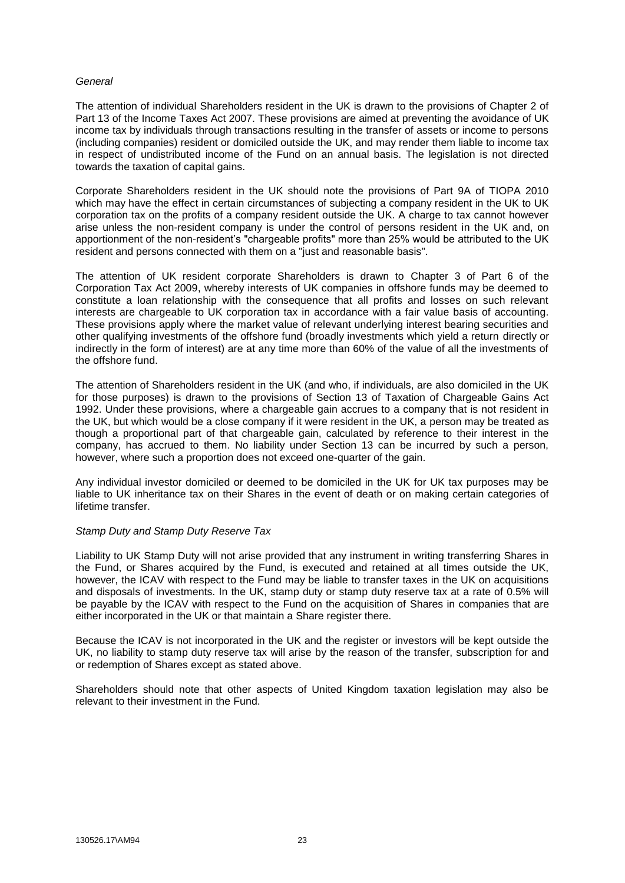*General*

The attention of individual Shareholders resident in the UK is drawn to the provisions of Chapter 2 of Part 13 of the Income Taxes Act 2007. These provisions are aimed at preventing the avoidance of UK income tax by individuals through transactions resulting in the transfer of assets or income to persons (including companies) resident or domiciled outside the UK, and may render them liable to income tax in respect of undistributed income of the Fund on an annual basis. The legislation is not directed towards the taxation of capital gains.

Corporate Shareholders resident in the UK should note the provisions of Part 9A of TIOPA 2010 which may have the effect in certain circumstances of subjecting a company resident in the UK to UK corporation tax on the profits of a company resident outside the UK. A charge to tax cannot however arise unless the non-resident company is under the control of persons resident in the UK and, on apportionment of the non-resident's "chargeable profits" more than 25% would be attributed to the UK resident and persons connected with them on a "just and reasonable basis".

The attention of UK resident corporate Shareholders is drawn to Chapter 3 of Part 6 of the Corporation Tax Act 2009, whereby interests of UK companies in offshore funds may be deemed to constitute a loan relationship with the consequence that all profits and losses on such relevant interests are chargeable to UK corporation tax in accordance with a fair value basis of accounting. These provisions apply where the market value of relevant underlying interest bearing securities and other qualifying investments of the offshore fund (broadly investments which yield a return directly or indirectly in the form of interest) are at any time more than 60% of the value of all the investments of the offshore fund.

The attention of Shareholders resident in the UK (and who, if individuals, are also domiciled in the UK for those purposes) is drawn to the provisions of Section 13 of Taxation of Chargeable Gains Act 1992. Under these provisions, where a chargeable gain accrues to a company that is not resident in the UK, but which would be a close company if it were resident in the UK, a person may be treated as though a proportional part of that chargeable gain, calculated by reference to their interest in the company, has accrued to them. No liability under Section 13 can be incurred by such a person, however, where such a proportion does not exceed one-quarter of the gain.

Any individual investor domiciled or deemed to be domiciled in the UK for UK tax purposes may be liable to UK inheritance tax on their Shares in the event of death or on making certain categories of lifetime transfer.

*Stamp Duty and Stamp Duty Reserve Tax*

Liability to UK Stamp Duty will not arise provided that any instrument in writing transferring Shares in the Fund, or Shares acquired by the Fund, is executed and retained at all times outside the UK, however, the ICAV with respect to the Fund may be liable to transfer taxes in the UK on acquisitions and disposals of investments. In the UK, stamp duty or stamp duty reserve tax at a rate of 0.5% will be payable by the ICAV with respect to the Fund on the acquisition of Shares in companies that are either incorporated in the UK or that maintain a Share register there.

Because the ICAV is not incorporated in the UK and the register or investors will be kept outside the UK, no liability to stamp duty reserve tax will arise by the reason of the transfer, subscription for and or redemption of Shares except as stated above.

Shareholders should note that other aspects of United Kingdom taxation legislation may also be relevant to their investment in the Fund.